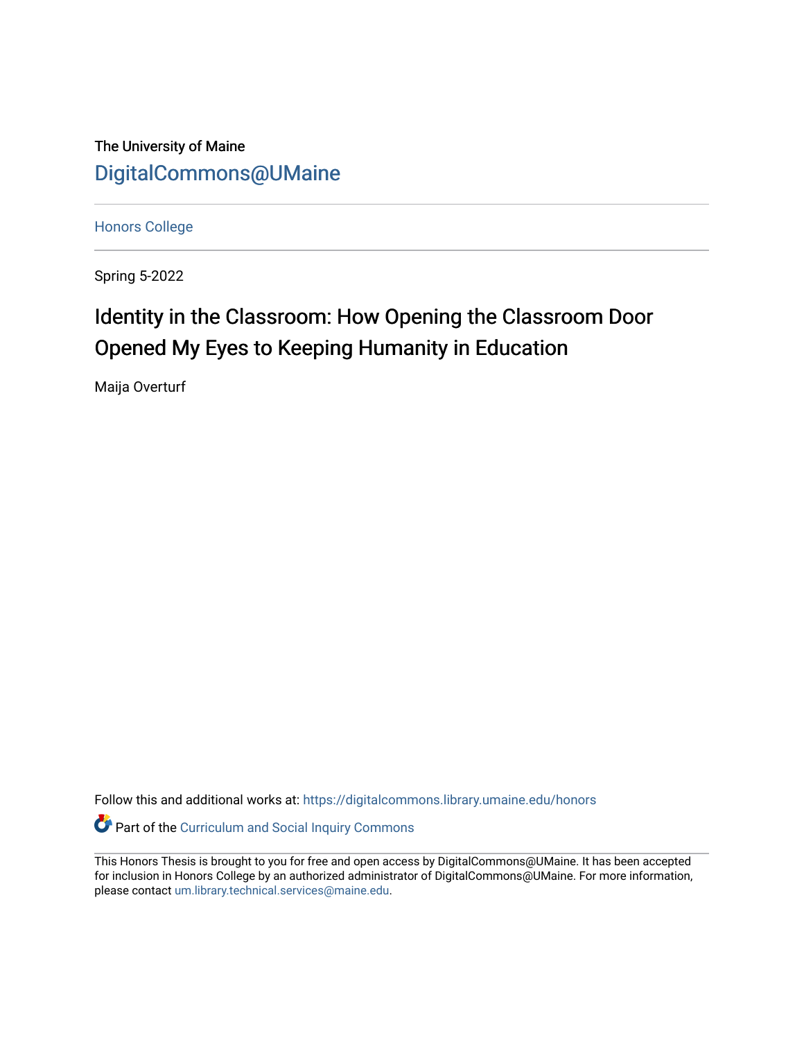The University of Maine

DigitalCommons@UMaine

Honors College

Spring 5-2022

# Identity in the Classroom: How Opening the Classroom Door Opened My Eyes to Keeping Humanity in Education

Maija Overturf

Follow this and additional works at: https://digitalcommons.library.umaine.edu/honors

Part of the Curriculum and Social Inquiry Commons

This Honors Thesis is brought to you for free and open access by DigitalCommons@UMaine. It has been accepted for inclusion in Honors College by an authorized administrator of DigitalCommons@UMaine. For more information, please contact um.library.technical.services@maine.edu.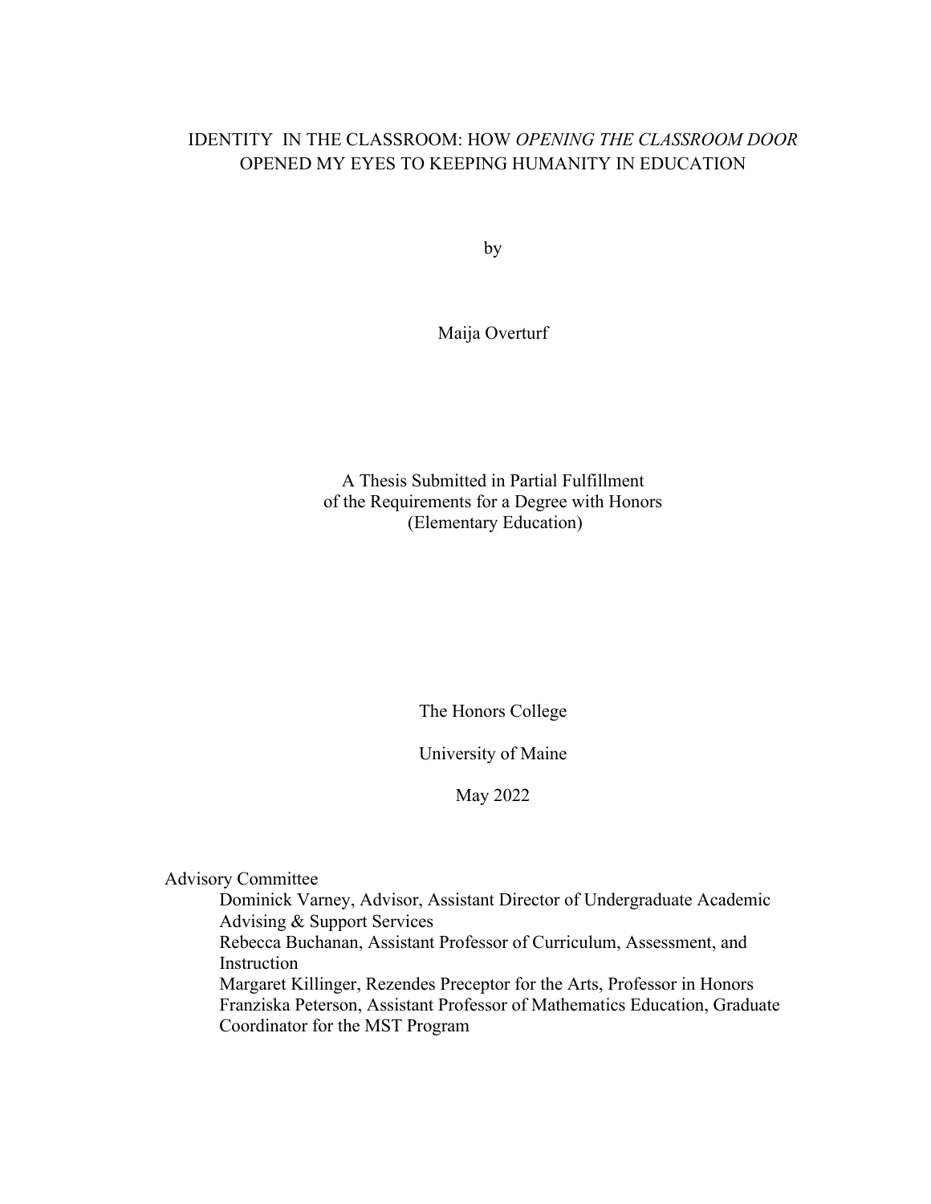# IDENTITY IN THE CLASSROOM: HOW *OPENING THE CLASSROOM DOOR* OPENED MY EYES TO KEEPING HUMANITY IN EDUCATION

by

Maija Overturf

A Thesis Submitted in Partial Fulfillment
of the Requirements for a Degree with Honors
(Elementary Education)

The Honors College

University of Maine

May 2022

Advisory Committee

Dominick Varney, Advisor, Assistant Director of Undergraduate Academic Advising & Support Services

Rebecca Buchanan, Assistant Professor of Curriculum, Assessment, and Instruction

Margaret Killinger, Rezendes Preceptor for the Arts, Professor in Honors

Franziska Peterson, Assistant Professor of Mathematics Education, Graduate Coordinator for the MST Program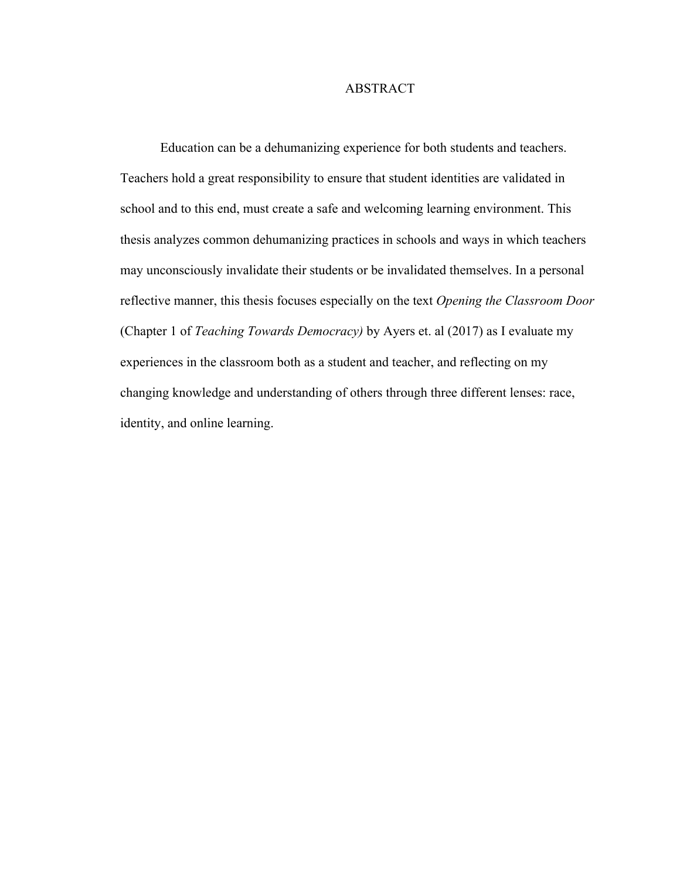# ABSTRACT

Education can be a dehumanizing experience for both students and teachers. Teachers hold a great responsibility to ensure that student identities are validated in school and to this end, must create a safe and welcoming learning environment. This thesis analyzes common dehumanizing practices in schools and ways in which teachers may unconsciously invalidate their students or be invalidated themselves. In a personal reflective manner, this thesis focuses especially on the text *Opening the Classroom Door* (Chapter 1 of *Teaching Towards Democracy)* by Ayers et. al (2017) as I evaluate my experiences in the classroom both as a student and teacher, and reflecting on my changing knowledge and understanding of others through three different lenses: race, identity, and online learning.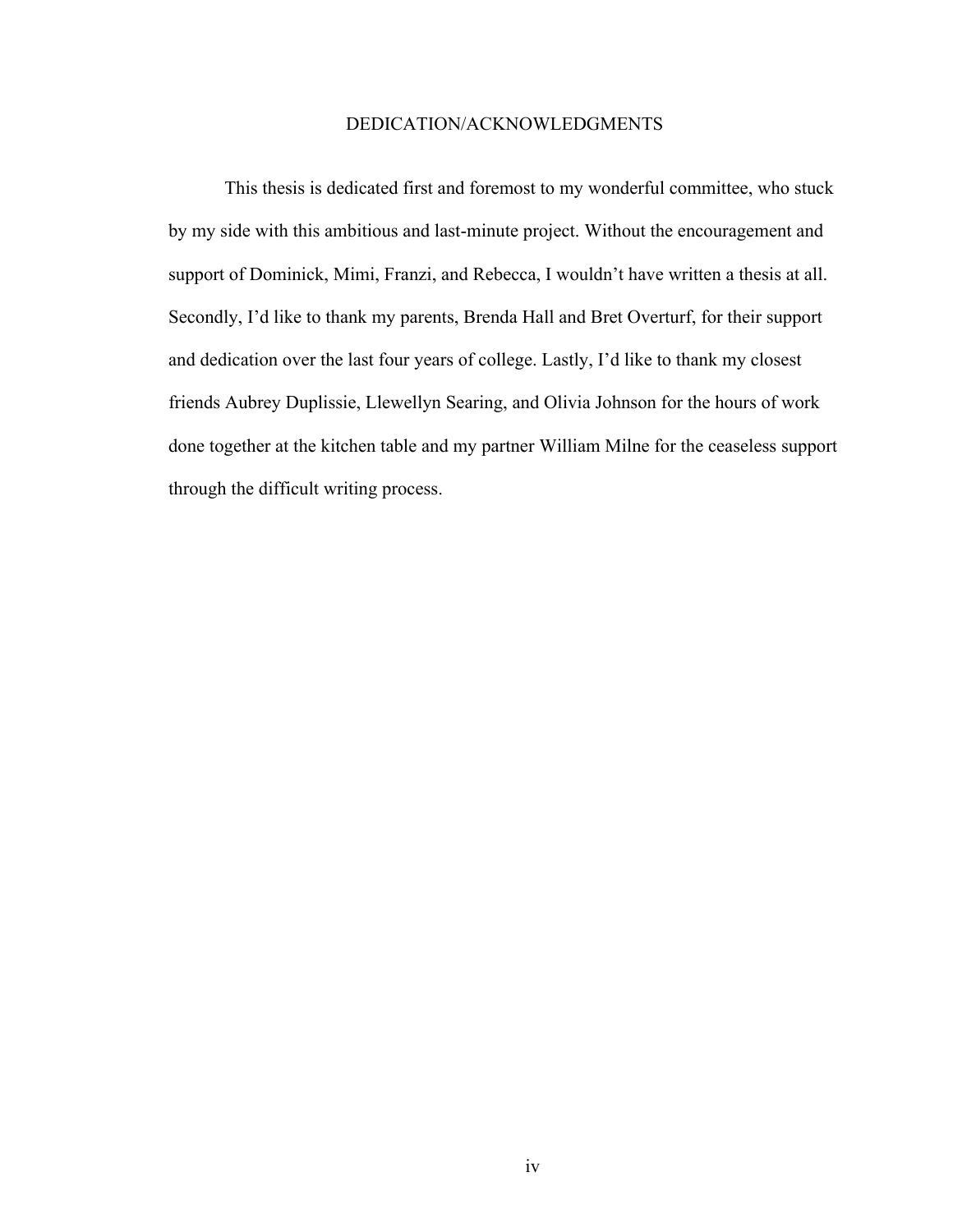# DEDICATION/ACKNOWLEDGMENTS

This thesis is dedicated first and foremost to my wonderful committee, who stuck by my side with this ambitious and last-minute project. Without the encouragement and support of Dominick, Mimi, Franzi, and Rebecca, I wouldn't have written a thesis at all. Secondly, I'd like to thank my parents, Brenda Hall and Bret Overturf, for their support and dedication over the last four years of college. Lastly, I'd like to thank my closest friends Aubrey Duplissie, Llewellyn Searing, and Olivia Johnson for the hours of work done together at the kitchen table and my partner William Milne for the ceaseless support through the difficult writing process.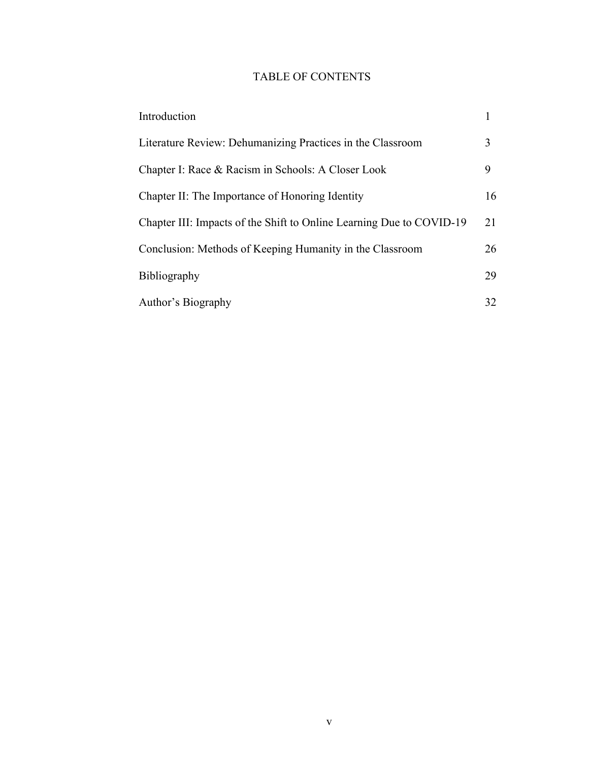# TABLE OF CONTENTS

| | |
|---|---|
| Introduction | 1 |
| Literature Review: Dehumanizing Practices in the Classroom | 3 |
| Chapter I: Race & Racism in Schools: A Closer Look | 9 |
| Chapter II: The Importance of Honoring Identity | 16 |
| Chapter III: Impacts of the Shift to Online Learning Due to COVID-19 | 21 |
| Conclusion: Methods of Keeping Humanity in the Classroom | 26 |
| Bibliography | 29 |
| Author's Biography | 32 |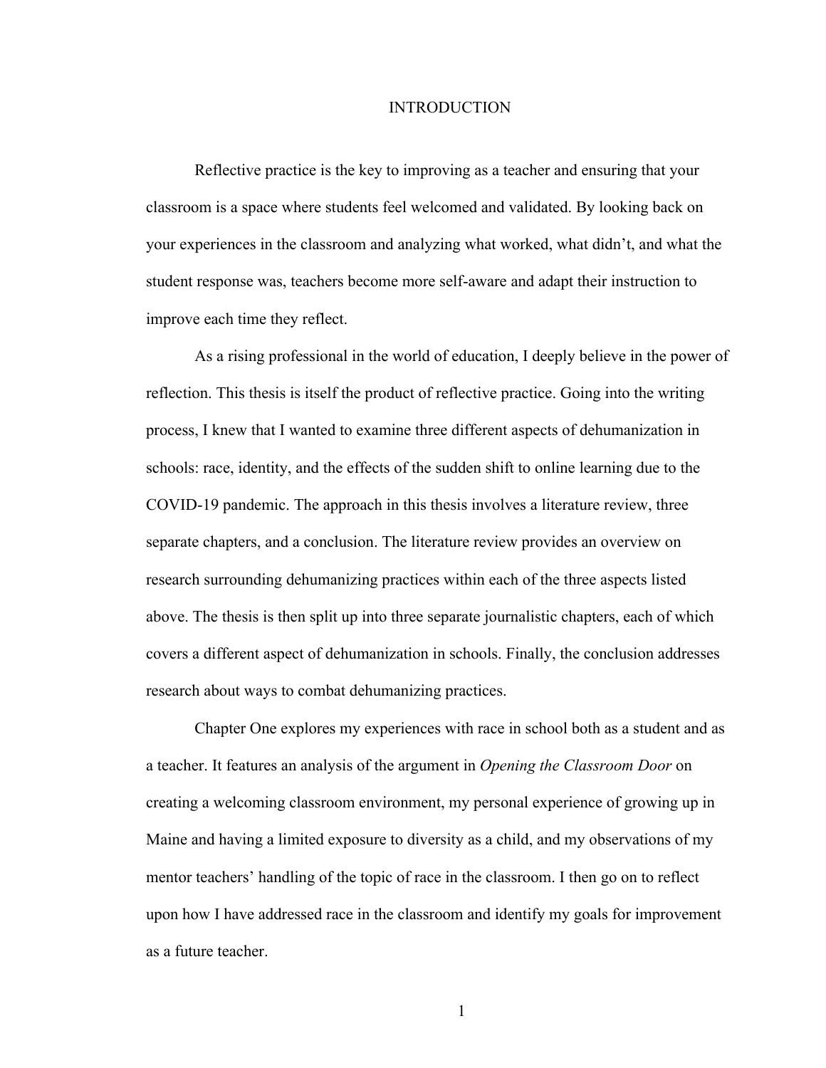# INTRODUCTION

Reflective practice is the key to improving as a teacher and ensuring that your classroom is a space where students feel welcomed and validated. By looking back on your experiences in the classroom and analyzing what worked, what didn't, and what the student response was, teachers become more self-aware and adapt their instruction to improve each time they reflect.

As a rising professional in the world of education, I deeply believe in the power of reflection. This thesis is itself the product of reflective practice. Going into the writing process, I knew that I wanted to examine three different aspects of dehumanization in schools: race, identity, and the effects of the sudden shift to online learning due to the COVID-19 pandemic. The approach in this thesis involves a literature review, three separate chapters, and a conclusion. The literature review provides an overview on research surrounding dehumanizing practices within each of the three aspects listed above. The thesis is then split up into three separate journalistic chapters, each of which covers a different aspect of dehumanization in schools. Finally, the conclusion addresses research about ways to combat dehumanizing practices.

Chapter One explores my experiences with race in school both as a student and as a teacher. It features an analysis of the argument in *Opening the Classroom Door* on creating a welcoming classroom environment, my personal experience of growing up in Maine and having a limited exposure to diversity as a child, and my observations of my mentor teachers' handling of the topic of race in the classroom. I then go on to reflect upon how I have addressed race in the classroom and identify my goals for improvement as a future teacher.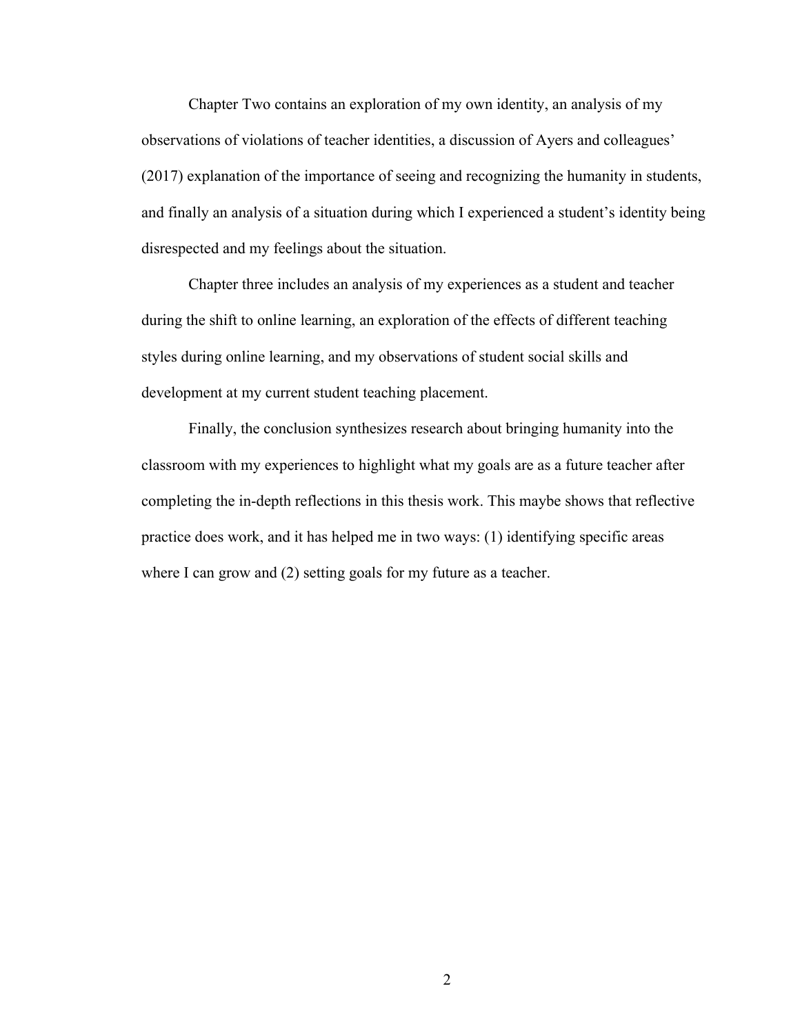Chapter Two contains an exploration of my own identity, an analysis of my observations of violations of teacher identities, a discussion of Ayers and colleagues' (2017) explanation of the importance of seeing and recognizing the humanity in students, and finally an analysis of a situation during which I experienced a student's identity being disrespected and my feelings about the situation.

Chapter three includes an analysis of my experiences as a student and teacher during the shift to online learning, an exploration of the effects of different teaching styles during online learning, and my observations of student social skills and development at my current student teaching placement.

Finally, the conclusion synthesizes research about bringing humanity into the classroom with my experiences to highlight what my goals are as a future teacher after completing the in-depth reflections in this thesis work. This maybe shows that reflective practice does work, and it has helped me in two ways: (1) identifying specific areas where I can grow and (2) setting goals for my future as a teacher.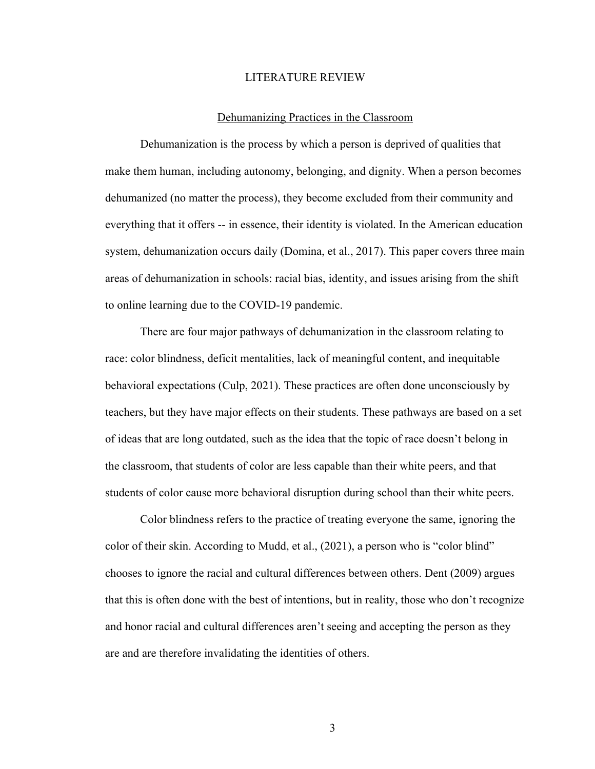# LITERATURE REVIEW

## Dehumanizing Practices in the Classroom

Dehumanization is the process by which a person is deprived of qualities that make them human, including autonomy, belonging, and dignity. When a person becomes dehumanized (no matter the process), they become excluded from their community and everything that it offers -- in essence, their identity is violated. In the American education system, dehumanization occurs daily (Domina, et al., 2017). This paper covers three main areas of dehumanization in schools: racial bias, identity, and issues arising from the shift to online learning due to the COVID-19 pandemic.

There are four major pathways of dehumanization in the classroom relating to race: color blindness, deficit mentalities, lack of meaningful content, and inequitable behavioral expectations (Culp, 2021). These practices are often done unconsciously by teachers, but they have major effects on their students. These pathways are based on a set of ideas that are long outdated, such as the idea that the topic of race doesn't belong in the classroom, that students of color are less capable than their white peers, and that students of color cause more behavioral disruption during school than their white peers.

Color blindness refers to the practice of treating everyone the same, ignoring the color of their skin. According to Mudd, et al., (2021), a person who is "color blind" chooses to ignore the racial and cultural differences between others. Dent (2009) argues that this is often done with the best of intentions, but in reality, those who don't recognize and honor racial and cultural differences aren't seeing and accepting the person as they are and are therefore invalidating the identities of others.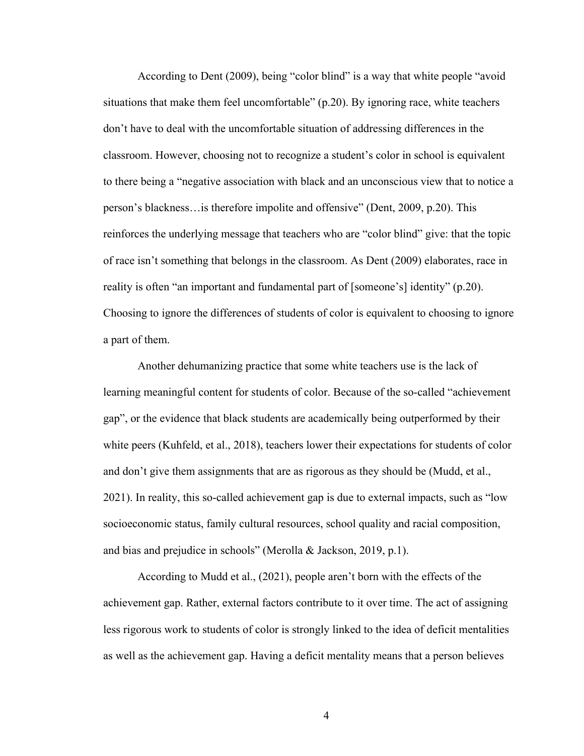According to Dent (2009), being "color blind" is a way that white people "avoid situations that make them feel uncomfortable" (p.20). By ignoring race, white teachers don't have to deal with the uncomfortable situation of addressing differences in the classroom. However, choosing not to recognize a student's color in school is equivalent to there being a "negative association with black and an unconscious view that to notice a person's blackness…is therefore impolite and offensive" (Dent, 2009, p.20). This reinforces the underlying message that teachers who are "color blind" give: that the topic of race isn't something that belongs in the classroom. As Dent (2009) elaborates, race in reality is often "an important and fundamental part of [someone's] identity" (p.20). Choosing to ignore the differences of students of color is equivalent to choosing to ignore a part of them.

Another dehumanizing practice that some white teachers use is the lack of learning meaningful content for students of color. Because of the so-called "achievement gap", or the evidence that black students are academically being outperformed by their white peers (Kuhfeld, et al., 2018), teachers lower their expectations for students of color and don't give them assignments that are as rigorous as they should be (Mudd, et al., 2021). In reality, this so-called achievement gap is due to external impacts, such as "low socioeconomic status, family cultural resources, school quality and racial composition, and bias and prejudice in schools" (Merolla & Jackson, 2019, p.1).

According to Mudd et al., (2021), people aren't born with the effects of the achievement gap. Rather, external factors contribute to it over time. The act of assigning less rigorous work to students of color is strongly linked to the idea of deficit mentalities as well as the achievement gap. Having a deficit mentality means that a person believes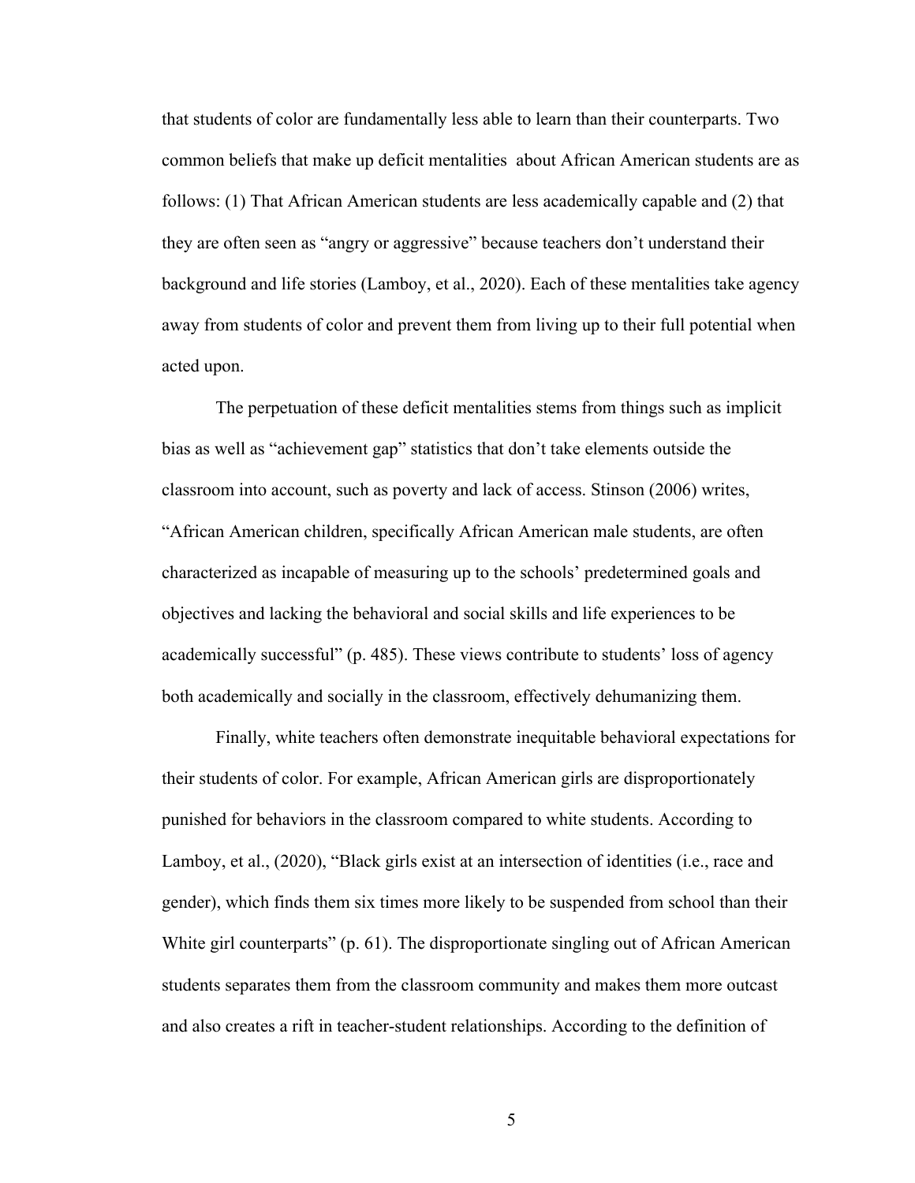that students of color are fundamentally less able to learn than their counterparts. Two common beliefs that make up deficit mentalities about African American students are as follows: (1) That African American students are less academically capable and (2) that they are often seen as "angry or aggressive" because teachers don't understand their background and life stories (Lamboy, et al., 2020). Each of these mentalities take agency away from students of color and prevent them from living up to their full potential when acted upon.

The perpetuation of these deficit mentalities stems from things such as implicit bias as well as "achievement gap" statistics that don't take elements outside the classroom into account, such as poverty and lack of access. Stinson (2006) writes, "African American children, specifically African American male students, are often characterized as incapable of measuring up to the schools' predetermined goals and objectives and lacking the behavioral and social skills and life experiences to be academically successful" (p. 485). These views contribute to students' loss of agency both academically and socially in the classroom, effectively dehumanizing them.

Finally, white teachers often demonstrate inequitable behavioral expectations for their students of color. For example, African American girls are disproportionately punished for behaviors in the classroom compared to white students. According to Lamboy, et al., (2020), "Black girls exist at an intersection of identities (i.e., race and gender), which finds them six times more likely to be suspended from school than their White girl counterparts" (p. 61). The disproportionate singling out of African American students separates them from the classroom community and makes them more outcast and also creates a rift in teacher-student relationships. According to the definition of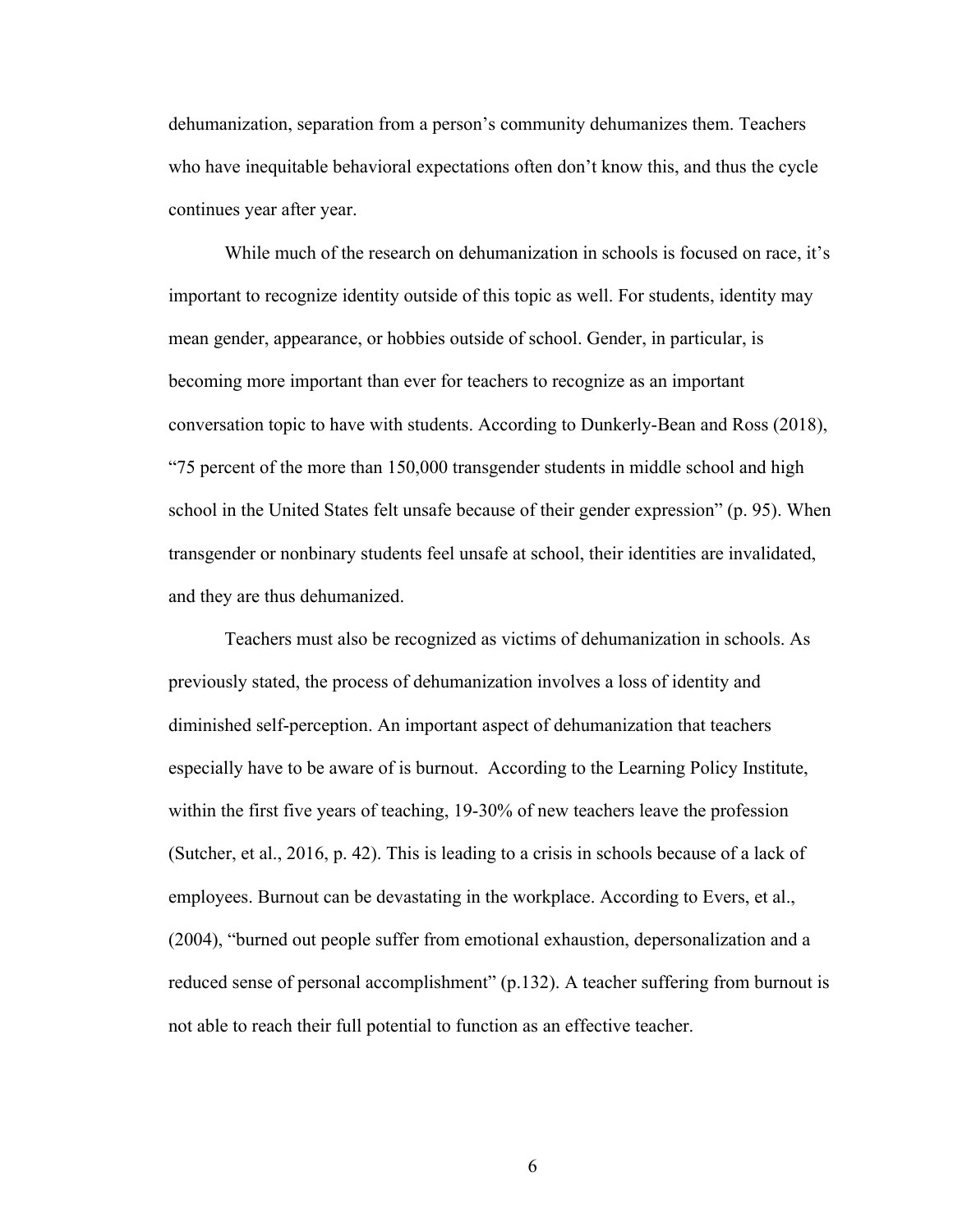dehumanization, separation from a person's community dehumanizes them. Teachers who have inequitable behavioral expectations often don't know this, and thus the cycle continues year after year.

While much of the research on dehumanization in schools is focused on race, it's important to recognize identity outside of this topic as well. For students, identity may mean gender, appearance, or hobbies outside of school. Gender, in particular, is becoming more important than ever for teachers to recognize as an important conversation topic to have with students. According to Dunkerly-Bean and Ross (2018), "75 percent of the more than 150,000 transgender students in middle school and high school in the United States felt unsafe because of their gender expression" (p. 95). When transgender or nonbinary students feel unsafe at school, their identities are invalidated, and they are thus dehumanized.

Teachers must also be recognized as victims of dehumanization in schools. As previously stated, the process of dehumanization involves a loss of identity and diminished self-perception. An important aspect of dehumanization that teachers especially have to be aware of is burnout. According to the Learning Policy Institute, within the first five years of teaching, 19-30% of new teachers leave the profession (Sutcher, et al., 2016, p. 42). This is leading to a crisis in schools because of a lack of employees. Burnout can be devastating in the workplace. According to Evers, et al., (2004), "burned out people suffer from emotional exhaustion, depersonalization and a reduced sense of personal accomplishment" (p.132). A teacher suffering from burnout is not able to reach their full potential to function as an effective teacher.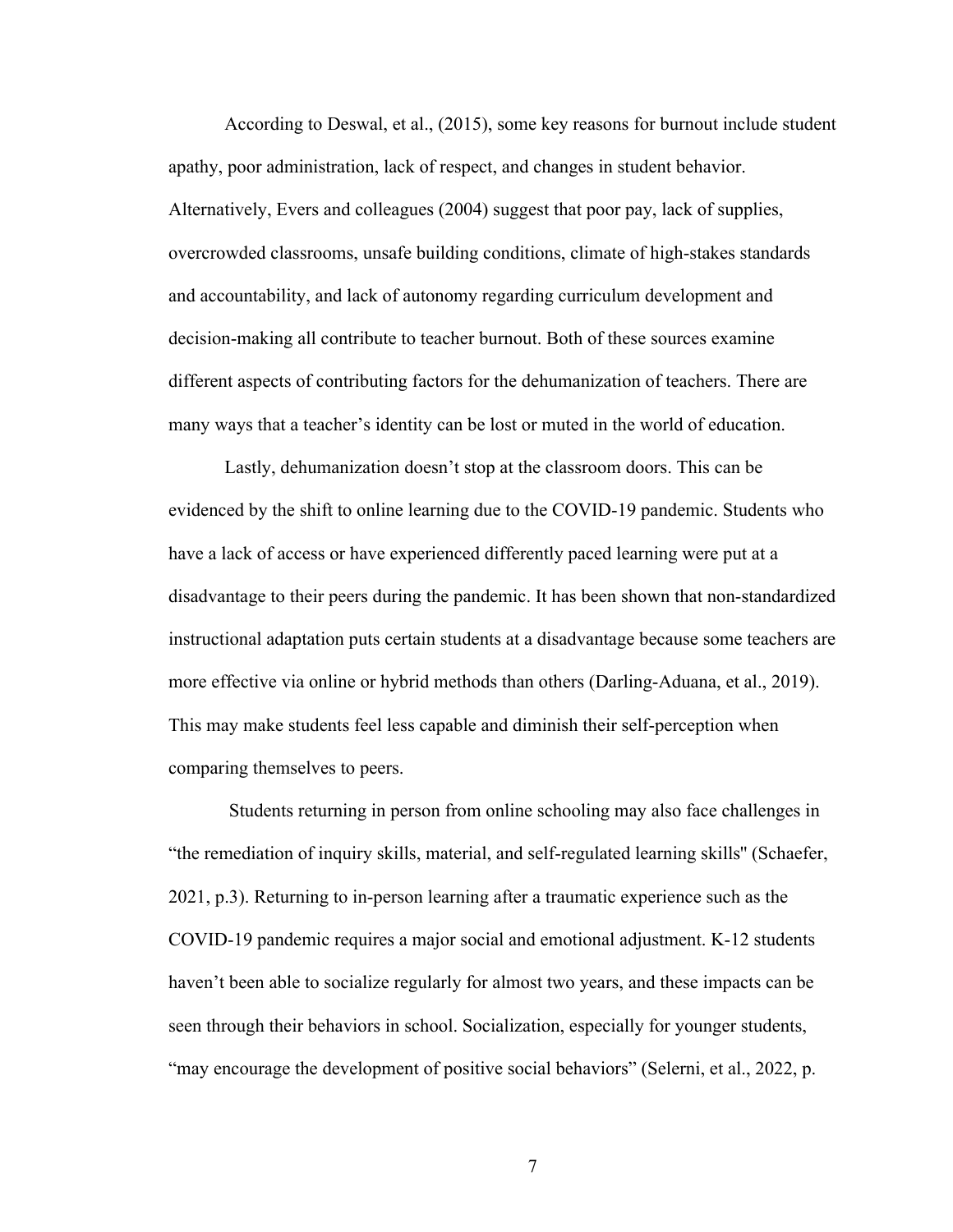According to Deswal, et al., (2015), some key reasons for burnout include student apathy, poor administration, lack of respect, and changes in student behavior. Alternatively, Evers and colleagues (2004) suggest that poor pay, lack of supplies, overcrowded classrooms, unsafe building conditions, climate of high-stakes standards and accountability, and lack of autonomy regarding curriculum development and decision-making all contribute to teacher burnout. Both of these sources examine different aspects of contributing factors for the dehumanization of teachers. There are many ways that a teacher's identity can be lost or muted in the world of education.

Lastly, dehumanization doesn't stop at the classroom doors. This can be evidenced by the shift to online learning due to the COVID-19 pandemic. Students who have a lack of access or have experienced differently paced learning were put at a disadvantage to their peers during the pandemic. It has been shown that non-standardized instructional adaptation puts certain students at a disadvantage because some teachers are more effective via online or hybrid methods than others (Darling-Aduana, et al., 2019). This may make students feel less capable and diminish their self-perception when comparing themselves to peers.

Students returning in person from online schooling may also face challenges in "the remediation of inquiry skills, material, and self-regulated learning skills'' (Schaefer, 2021, p.3). Returning to in-person learning after a traumatic experience such as the COVID-19 pandemic requires a major social and emotional adjustment. K-12 students haven't been able to socialize regularly for almost two years, and these impacts can be seen through their behaviors in school. Socialization, especially for younger students, "may encourage the development of positive social behaviors" (Selerni, et al., 2022, p.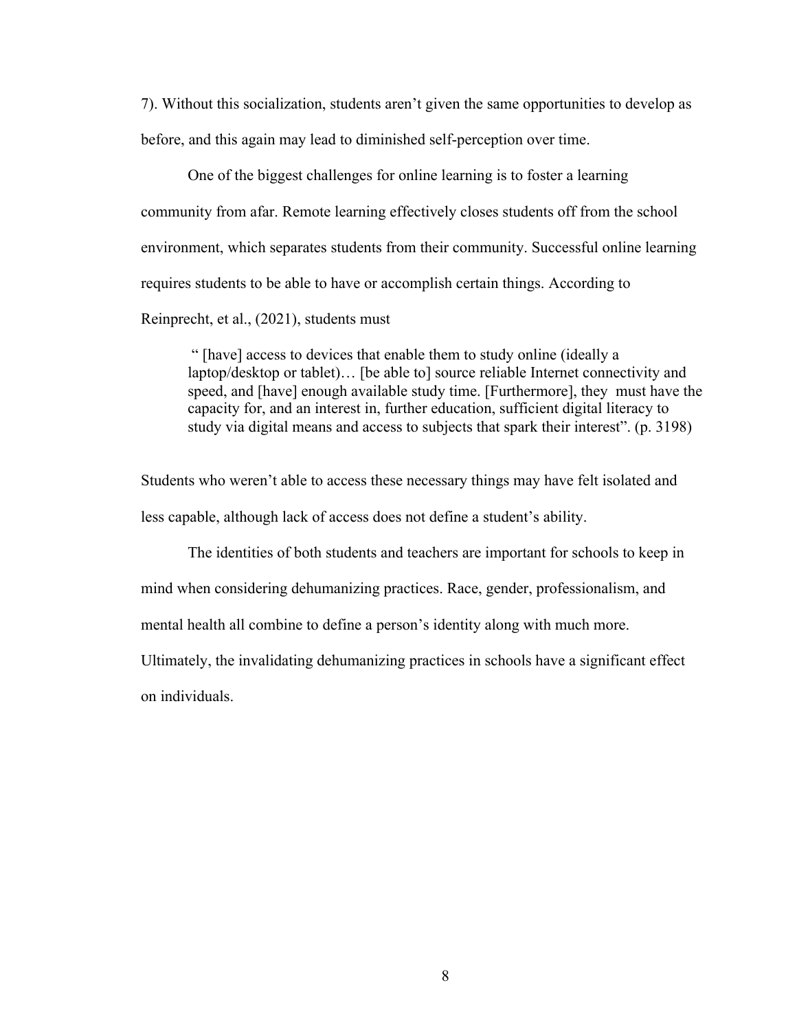7). Without this socialization, students aren't given the same opportunities to develop as before, and this again may lead to diminished self-perception over time.

One of the biggest challenges for online learning is to foster a learning community from afar. Remote learning effectively closes students off from the school environment, which separates students from their community. Successful online learning requires students to be able to have or accomplish certain things. According to Reinprecht, et al., (2021), students must

> " [have] access to devices that enable them to study online (ideally a laptop/desktop or tablet)… [be able to] source reliable Internet connectivity and speed, and [have] enough available study time. [Furthermore], they must have the capacity for, and an interest in, further education, sufficient digital literacy to study via digital means and access to subjects that spark their interest". (p. 3198)

Students who weren't able to access these necessary things may have felt isolated and less capable, although lack of access does not define a student's ability.

The identities of both students and teachers are important for schools to keep in mind when considering dehumanizing practices. Race, gender, professionalism, and mental health all combine to define a person's identity along with much more. Ultimately, the invalidating dehumanizing practices in schools have a significant effect on individuals.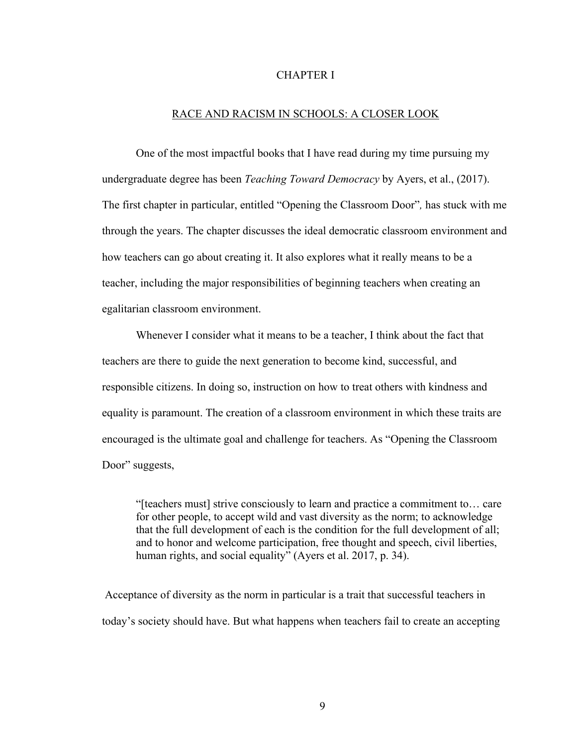# CHAPTER I

## RACE AND RACISM IN SCHOOLS: A CLOSER LOOK

One of the most impactful books that I have read during my time pursuing my undergraduate degree has been *Teaching Toward Democracy* by Ayers, et al., (2017). The first chapter in particular, entitled "Opening the Classroom Door"*,* has stuck with me through the years. The chapter discusses the ideal democratic classroom environment and how teachers can go about creating it. It also explores what it really means to be a teacher, including the major responsibilities of beginning teachers when creating an egalitarian classroom environment.

Whenever I consider what it means to be a teacher, I think about the fact that teachers are there to guide the next generation to become kind, successful, and responsible citizens. In doing so, instruction on how to treat others with kindness and equality is paramount. The creation of a classroom environment in which these traits are encouraged is the ultimate goal and challenge for teachers. As "Opening the Classroom Door" suggests,

> "[teachers must] strive consciously to learn and practice a commitment to… care for other people, to accept wild and vast diversity as the norm; to acknowledge that the full development of each is the condition for the full development of all; and to honor and welcome participation, free thought and speech, civil liberties, human rights, and social equality" (Ayers et al. 2017, p. 34).

Acceptance of diversity as the norm in particular is a trait that successful teachers in today's society should have. But what happens when teachers fail to create an accepting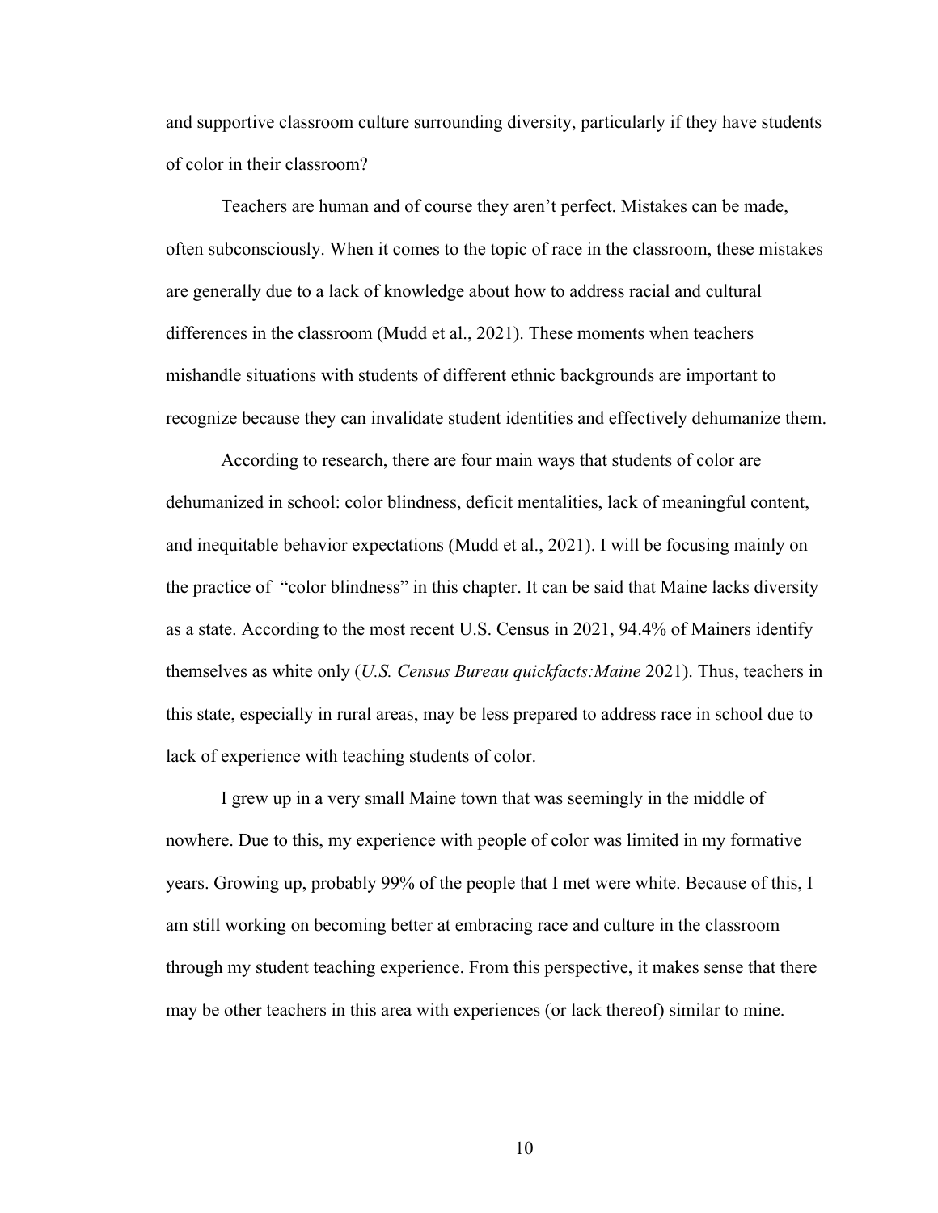and supportive classroom culture surrounding diversity, particularly if they have students of color in their classroom?

Teachers are human and of course they aren't perfect. Mistakes can be made, often subconsciously. When it comes to the topic of race in the classroom, these mistakes are generally due to a lack of knowledge about how to address racial and cultural differences in the classroom (Mudd et al., 2021). These moments when teachers mishandle situations with students of different ethnic backgrounds are important to recognize because they can invalidate student identities and effectively dehumanize them.

According to research, there are four main ways that students of color are dehumanized in school: color blindness, deficit mentalities, lack of meaningful content, and inequitable behavior expectations (Mudd et al., 2021). I will be focusing mainly on the practice of "color blindness" in this chapter. It can be said that Maine lacks diversity as a state. According to the most recent U.S. Census in 2021, 94.4% of Mainers identify themselves as white only (*U.S. Census Bureau quickfacts:Maine* 2021). Thus, teachers in this state, especially in rural areas, may be less prepared to address race in school due to lack of experience with teaching students of color.

I grew up in a very small Maine town that was seemingly in the middle of nowhere. Due to this, my experience with people of color was limited in my formative years. Growing up, probably 99% of the people that I met were white. Because of this, I am still working on becoming better at embracing race and culture in the classroom through my student teaching experience. From this perspective, it makes sense that there may be other teachers in this area with experiences (or lack thereof) similar to mine.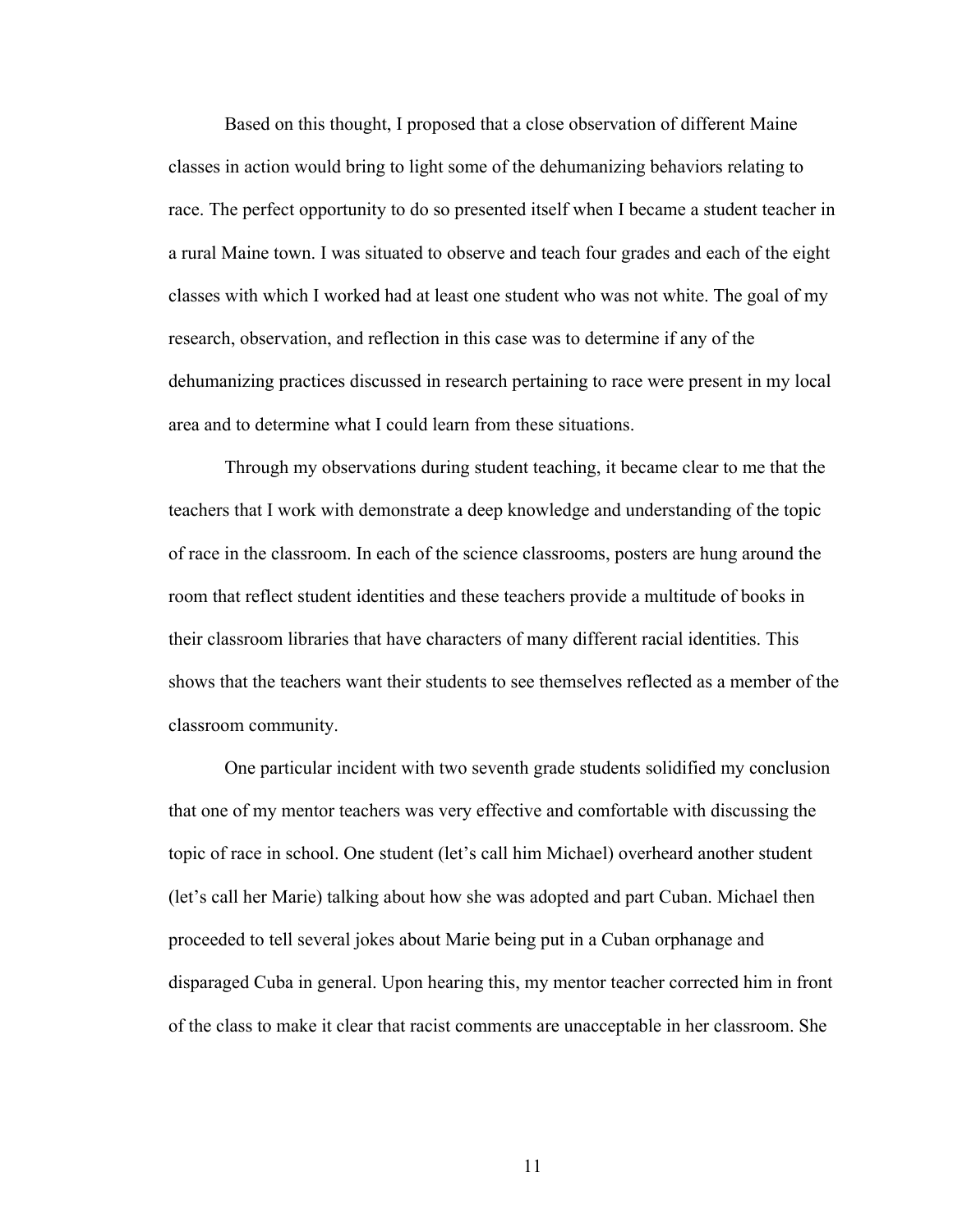Based on this thought, I proposed that a close observation of different Maine classes in action would bring to light some of the dehumanizing behaviors relating to race. The perfect opportunity to do so presented itself when I became a student teacher in a rural Maine town. I was situated to observe and teach four grades and each of the eight classes with which I worked had at least one student who was not white. The goal of my research, observation, and reflection in this case was to determine if any of the dehumanizing practices discussed in research pertaining to race were present in my local area and to determine what I could learn from these situations.

Through my observations during student teaching, it became clear to me that the teachers that I work with demonstrate a deep knowledge and understanding of the topic of race in the classroom. In each of the science classrooms, posters are hung around the room that reflect student identities and these teachers provide a multitude of books in their classroom libraries that have characters of many different racial identities. This shows that the teachers want their students to see themselves reflected as a member of the classroom community.

One particular incident with two seventh grade students solidified my conclusion that one of my mentor teachers was very effective and comfortable with discussing the topic of race in school. One student (let's call him Michael) overheard another student (let's call her Marie) talking about how she was adopted and part Cuban. Michael then proceeded to tell several jokes about Marie being put in a Cuban orphanage and disparaged Cuba in general. Upon hearing this, my mentor teacher corrected him in front of the class to make it clear that racist comments are unacceptable in her classroom. She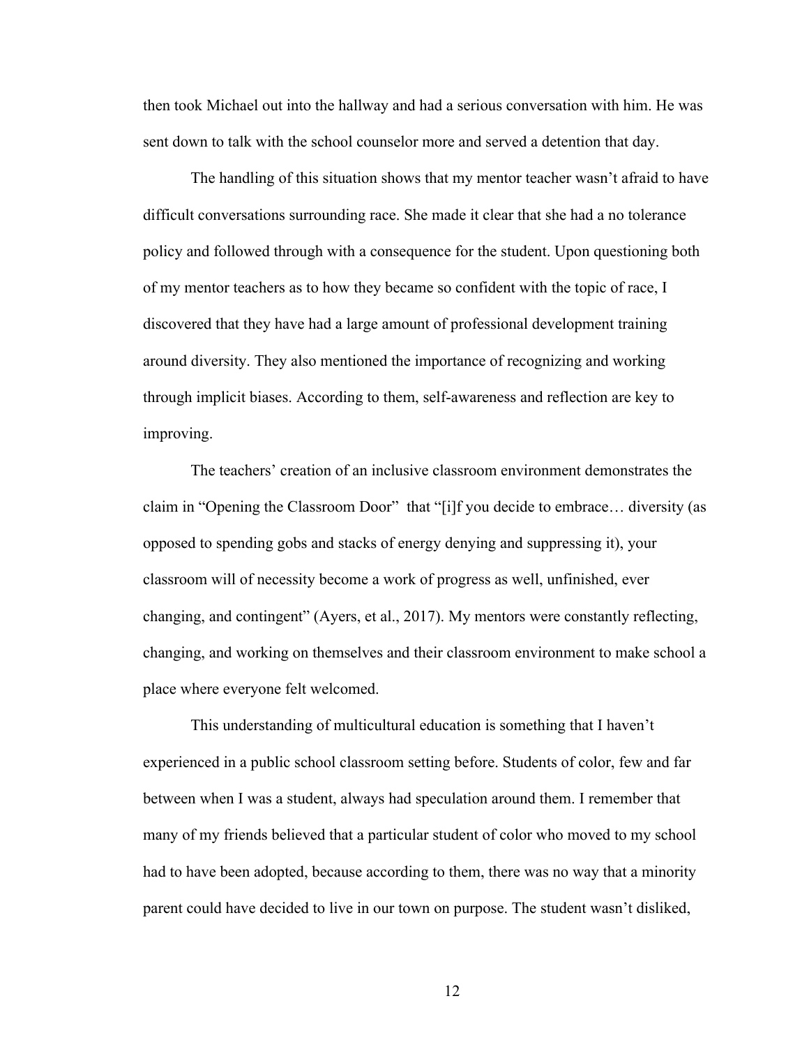then took Michael out into the hallway and had a serious conversation with him. He was sent down to talk with the school counselor more and served a detention that day.

The handling of this situation shows that my mentor teacher wasn't afraid to have difficult conversations surrounding race. She made it clear that she had a no tolerance policy and followed through with a consequence for the student. Upon questioning both of my mentor teachers as to how they became so confident with the topic of race, I discovered that they have had a large amount of professional development training around diversity. They also mentioned the importance of recognizing and working through implicit biases. According to them, self-awareness and reflection are key to improving.

The teachers' creation of an inclusive classroom environment demonstrates the claim in "Opening the Classroom Door" that "[i]f you decide to embrace… diversity (as opposed to spending gobs and stacks of energy denying and suppressing it), your classroom will of necessity become a work of progress as well, unfinished, ever changing, and contingent" (Ayers, et al., 2017). My mentors were constantly reflecting, changing, and working on themselves and their classroom environment to make school a place where everyone felt welcomed.

This understanding of multicultural education is something that I haven't experienced in a public school classroom setting before. Students of color, few and far between when I was a student, always had speculation around them. I remember that many of my friends believed that a particular student of color who moved to my school had to have been adopted, because according to them, there was no way that a minority parent could have decided to live in our town on purpose. The student wasn't disliked,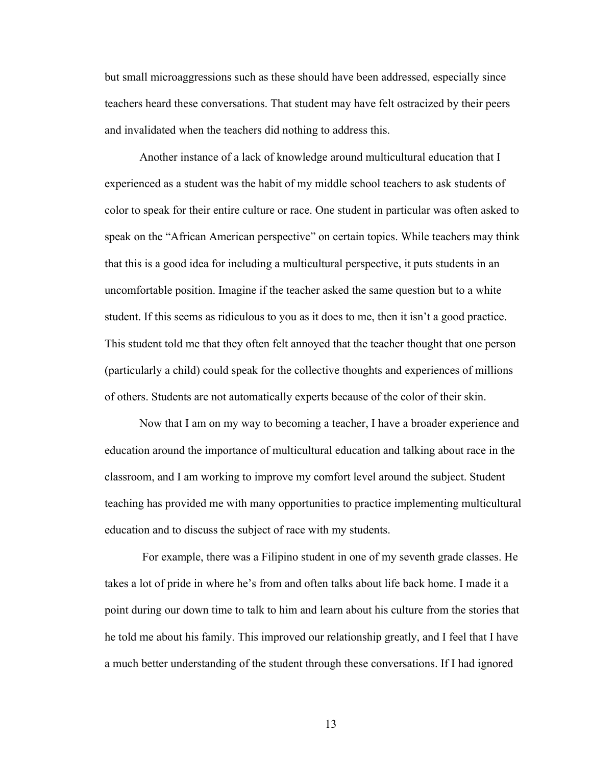but small microaggressions such as these should have been addressed, especially since teachers heard these conversations. That student may have felt ostracized by their peers and invalidated when the teachers did nothing to address this.

Another instance of a lack of knowledge around multicultural education that I experienced as a student was the habit of my middle school teachers to ask students of color to speak for their entire culture or race. One student in particular was often asked to speak on the "African American perspective" on certain topics. While teachers may think that this is a good idea for including a multicultural perspective, it puts students in an uncomfortable position. Imagine if the teacher asked the same question but to a white student. If this seems as ridiculous to you as it does to me, then it isn't a good practice. This student told me that they often felt annoyed that the teacher thought that one person (particularly a child) could speak for the collective thoughts and experiences of millions of others. Students are not automatically experts because of the color of their skin.

Now that I am on my way to becoming a teacher, I have a broader experience and education around the importance of multicultural education and talking about race in the classroom, and I am working to improve my comfort level around the subject. Student teaching has provided me with many opportunities to practice implementing multicultural education and to discuss the subject of race with my students.

For example, there was a Filipino student in one of my seventh grade classes. He takes a lot of pride in where he's from and often talks about life back home. I made it a point during our down time to talk to him and learn about his culture from the stories that he told me about his family. This improved our relationship greatly, and I feel that I have a much better understanding of the student through these conversations. If I had ignored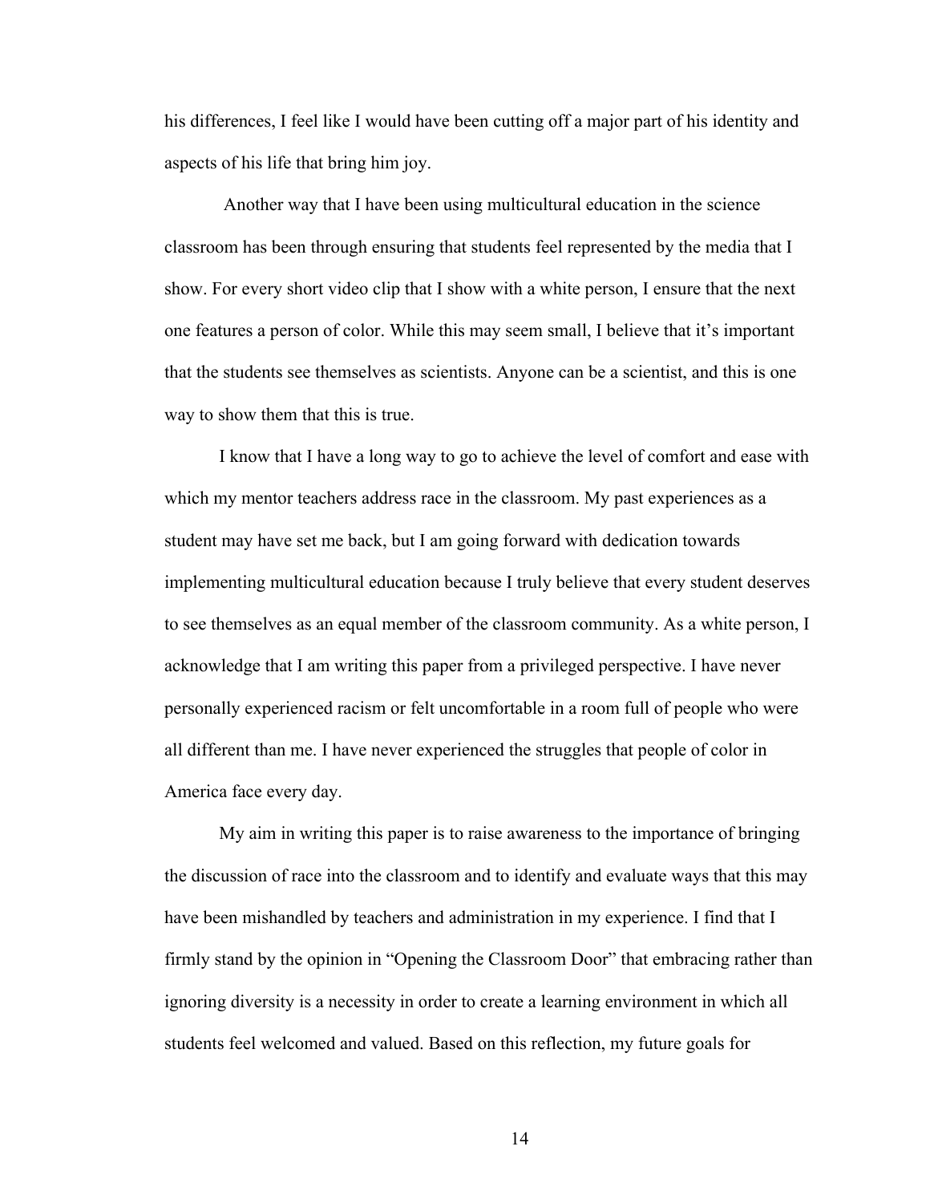his differences, I feel like I would have been cutting off a major part of his identity and aspects of his life that bring him joy.

Another way that I have been using multicultural education in the science classroom has been through ensuring that students feel represented by the media that I show. For every short video clip that I show with a white person, I ensure that the next one features a person of color. While this may seem small, I believe that it's important that the students see themselves as scientists. Anyone can be a scientist, and this is one way to show them that this is true.

I know that I have a long way to go to achieve the level of comfort and ease with which my mentor teachers address race in the classroom. My past experiences as a student may have set me back, but I am going forward with dedication towards implementing multicultural education because I truly believe that every student deserves to see themselves as an equal member of the classroom community. As a white person, I acknowledge that I am writing this paper from a privileged perspective. I have never personally experienced racism or felt uncomfortable in a room full of people who were all different than me. I have never experienced the struggles that people of color in America face every day.

My aim in writing this paper is to raise awareness to the importance of bringing the discussion of race into the classroom and to identify and evaluate ways that this may have been mishandled by teachers and administration in my experience. I find that I firmly stand by the opinion in "Opening the Classroom Door" that embracing rather than ignoring diversity is a necessity in order to create a learning environment in which all students feel welcomed and valued. Based on this reflection, my future goals for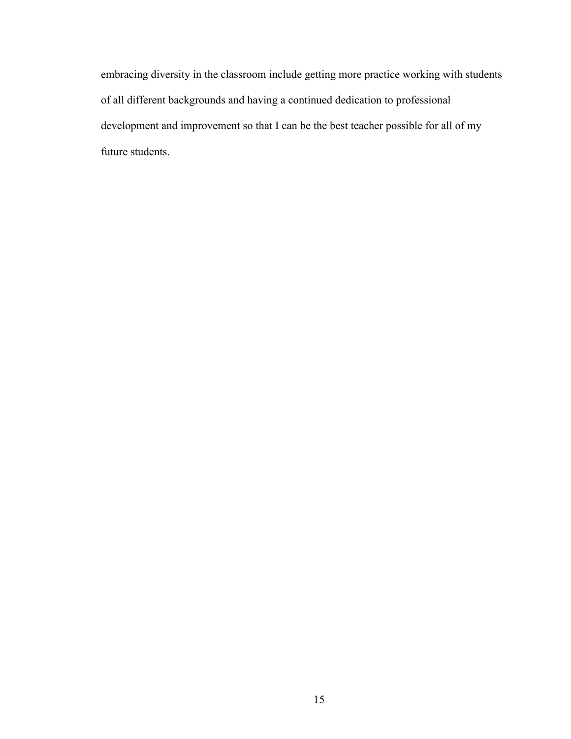embracing diversity in the classroom include getting more practice working with students of all different backgrounds and having a continued dedication to professional development and improvement so that I can be the best teacher possible for all of my future students.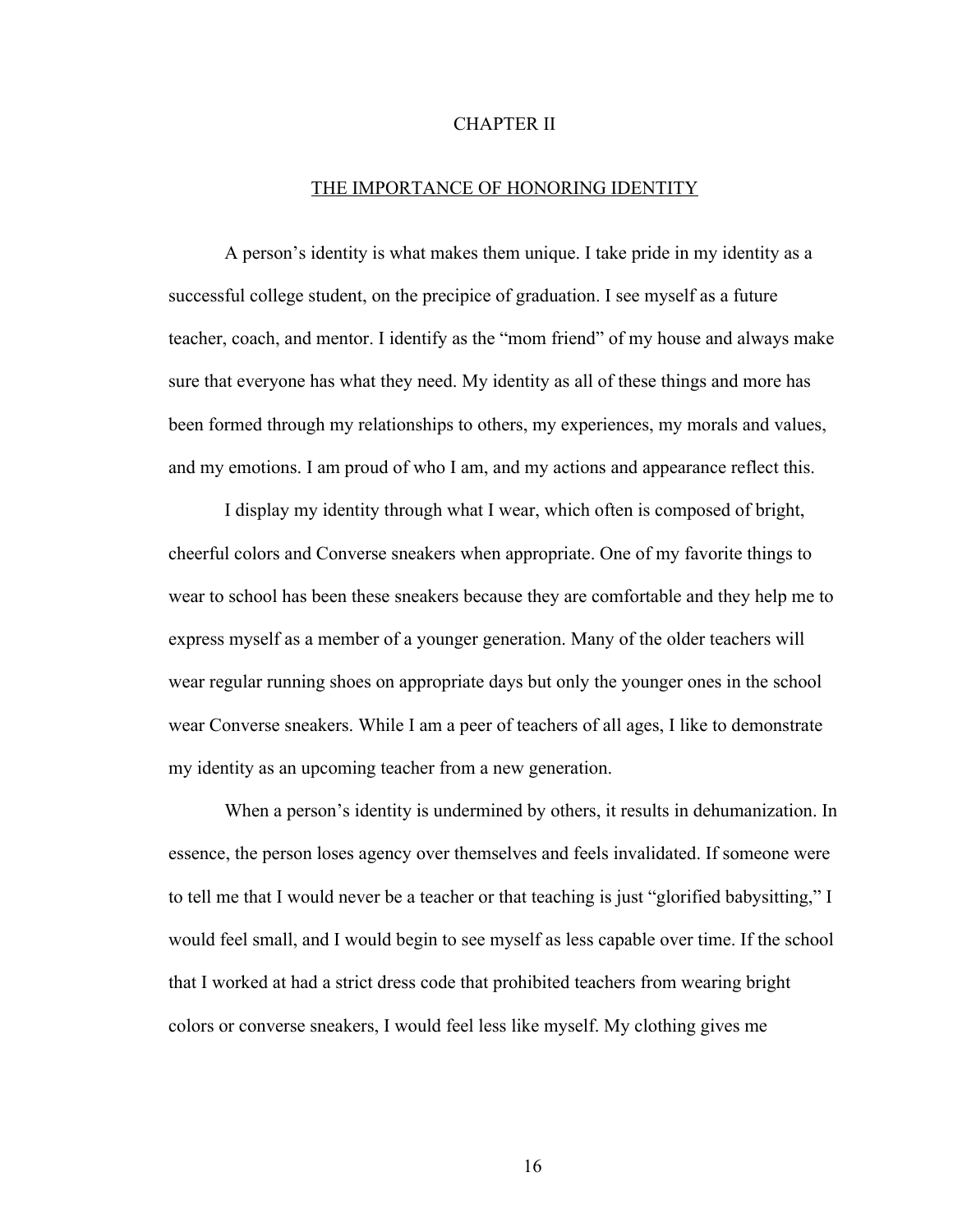# CHAPTER II

## THE IMPORTANCE OF HONORING IDENTITY

A person's identity is what makes them unique. I take pride in my identity as a successful college student, on the precipice of graduation. I see myself as a future teacher, coach, and mentor. I identify as the "mom friend" of my house and always make sure that everyone has what they need. My identity as all of these things and more has been formed through my relationships to others, my experiences, my morals and values, and my emotions. I am proud of who I am, and my actions and appearance reflect this.

I display my identity through what I wear, which often is composed of bright, cheerful colors and Converse sneakers when appropriate. One of my favorite things to wear to school has been these sneakers because they are comfortable and they help me to express myself as a member of a younger generation. Many of the older teachers will wear regular running shoes on appropriate days but only the younger ones in the school wear Converse sneakers. While I am a peer of teachers of all ages, I like to demonstrate my identity as an upcoming teacher from a new generation.

When a person's identity is undermined by others, it results in dehumanization. In essence, the person loses agency over themselves and feels invalidated. If someone were to tell me that I would never be a teacher or that teaching is just "glorified babysitting," I would feel small, and I would begin to see myself as less capable over time. If the school that I worked at had a strict dress code that prohibited teachers from wearing bright colors or converse sneakers, I would feel less like myself. My clothing gives me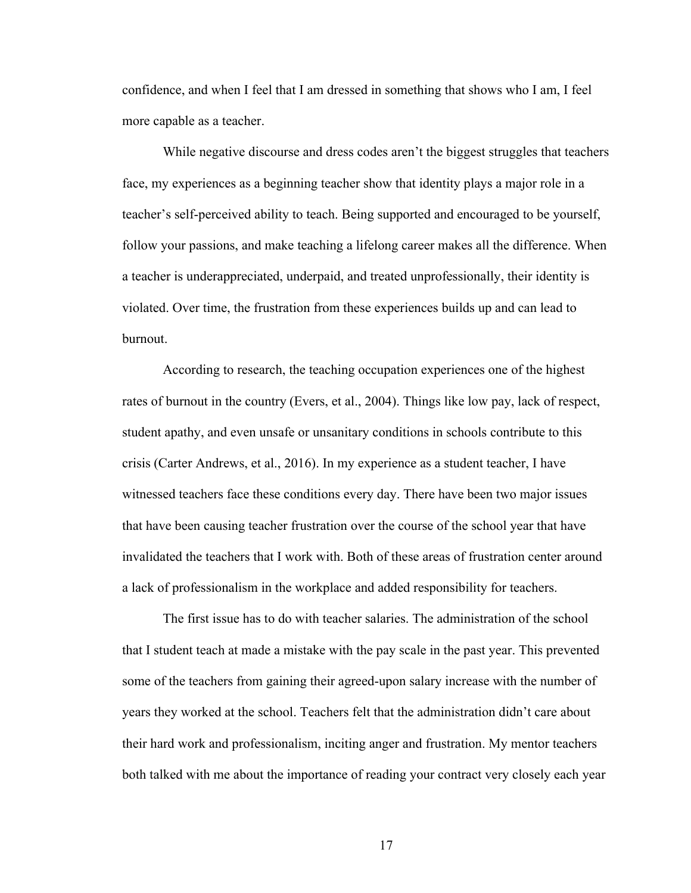confidence, and when I feel that I am dressed in something that shows who I am, I feel more capable as a teacher.

While negative discourse and dress codes aren't the biggest struggles that teachers face, my experiences as a beginning teacher show that identity plays a major role in a teacher's self-perceived ability to teach. Being supported and encouraged to be yourself, follow your passions, and make teaching a lifelong career makes all the difference. When a teacher is underappreciated, underpaid, and treated unprofessionally, their identity is violated. Over time, the frustration from these experiences builds up and can lead to burnout.

According to research, the teaching occupation experiences one of the highest rates of burnout in the country (Evers, et al., 2004). Things like low pay, lack of respect, student apathy, and even unsafe or unsanitary conditions in schools contribute to this crisis (Carter Andrews, et al., 2016). In my experience as a student teacher, I have witnessed teachers face these conditions every day. There have been two major issues that have been causing teacher frustration over the course of the school year that have invalidated the teachers that I work with. Both of these areas of frustration center around a lack of professionalism in the workplace and added responsibility for teachers.

The first issue has to do with teacher salaries. The administration of the school that I student teach at made a mistake with the pay scale in the past year. This prevented some of the teachers from gaining their agreed-upon salary increase with the number of years they worked at the school. Teachers felt that the administration didn't care about their hard work and professionalism, inciting anger and frustration. My mentor teachers both talked with me about the importance of reading your contract very closely each year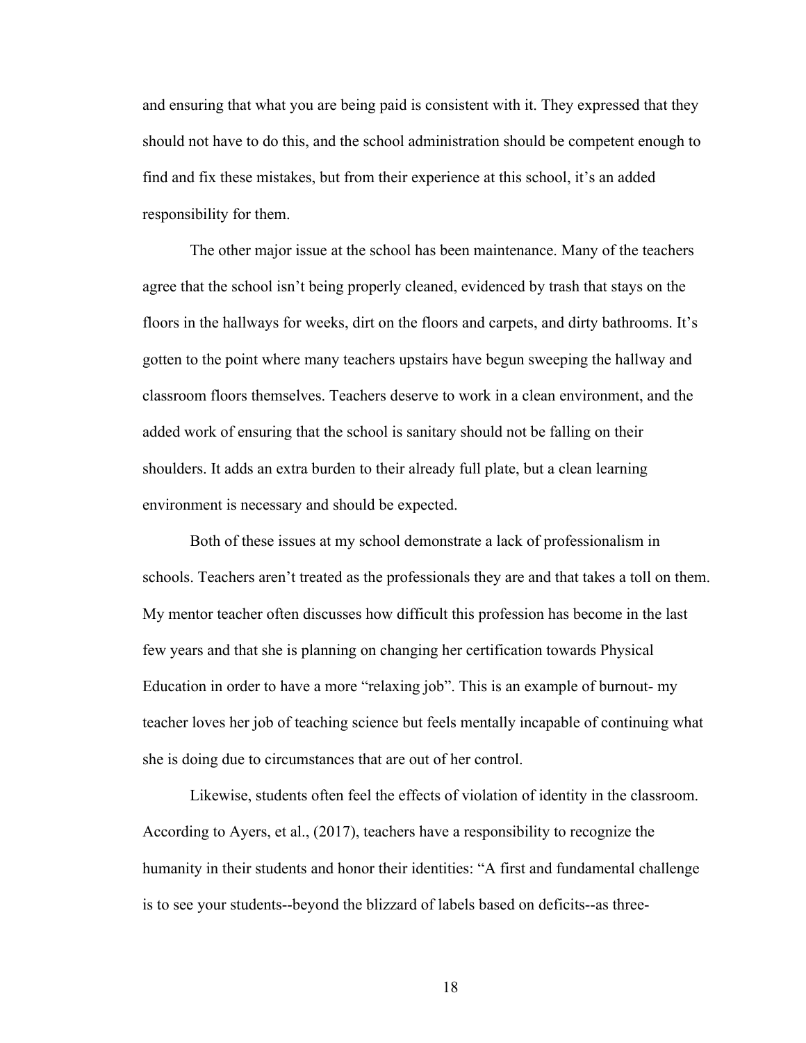and ensuring that what you are being paid is consistent with it. They expressed that they should not have to do this, and the school administration should be competent enough to find and fix these mistakes, but from their experience at this school, it's an added responsibility for them.

The other major issue at the school has been maintenance. Many of the teachers agree that the school isn't being properly cleaned, evidenced by trash that stays on the floors in the hallways for weeks, dirt on the floors and carpets, and dirty bathrooms. It's gotten to the point where many teachers upstairs have begun sweeping the hallway and classroom floors themselves. Teachers deserve to work in a clean environment, and the added work of ensuring that the school is sanitary should not be falling on their shoulders. It adds an extra burden to their already full plate, but a clean learning environment is necessary and should be expected.

Both of these issues at my school demonstrate a lack of professionalism in schools. Teachers aren't treated as the professionals they are and that takes a toll on them. My mentor teacher often discusses how difficult this profession has become in the last few years and that she is planning on changing her certification towards Physical Education in order to have a more "relaxing job". This is an example of burnout- my teacher loves her job of teaching science but feels mentally incapable of continuing what she is doing due to circumstances that are out of her control.

Likewise, students often feel the effects of violation of identity in the classroom. According to Ayers, et al., (2017), teachers have a responsibility to recognize the humanity in their students and honor their identities: "A first and fundamental challenge is to see your students--beyond the blizzard of labels based on deficits--as three-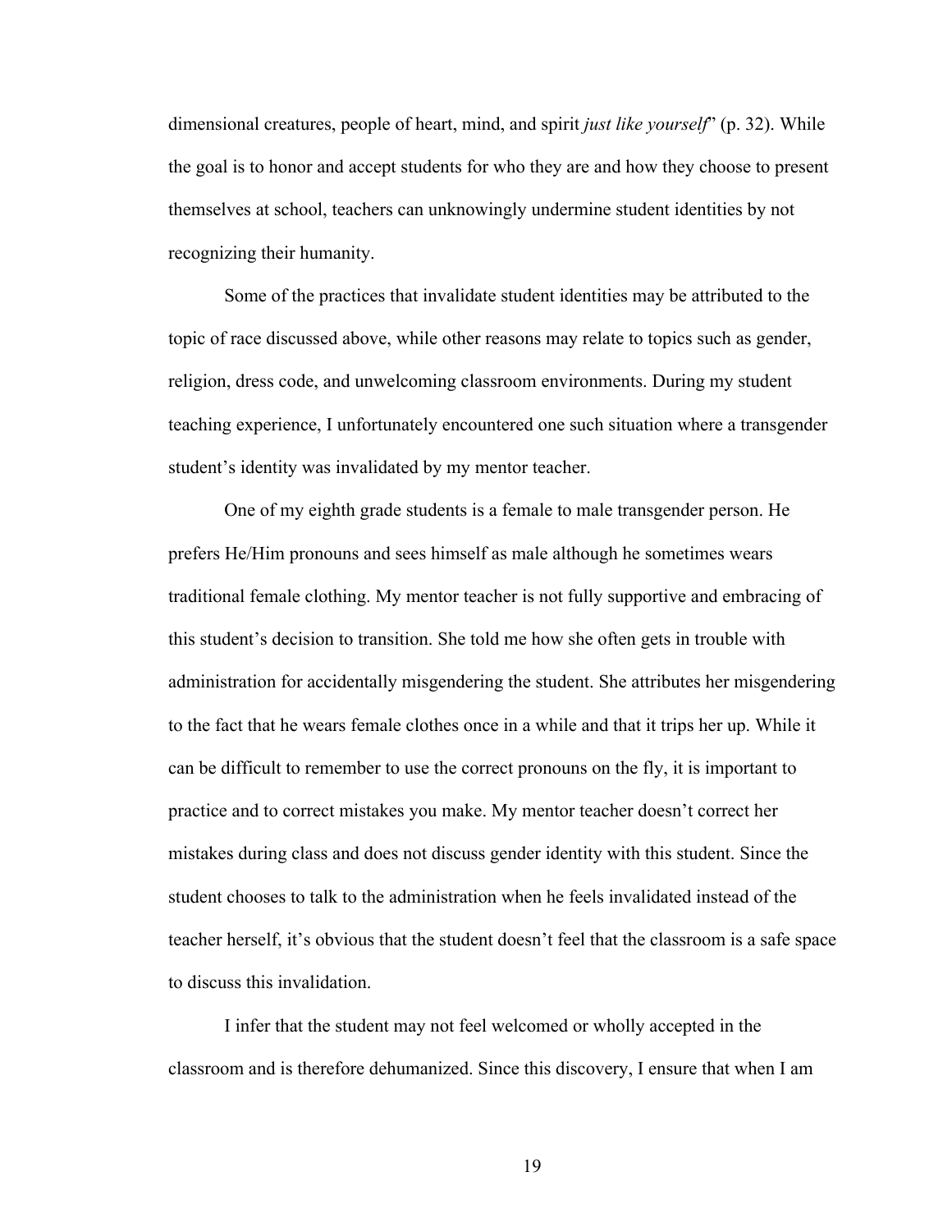dimensional creatures, people of heart, mind, and spirit *just like yourself*" (p. 32). While the goal is to honor and accept students for who they are and how they choose to present themselves at school, teachers can unknowingly undermine student identities by not recognizing their humanity.

Some of the practices that invalidate student identities may be attributed to the topic of race discussed above, while other reasons may relate to topics such as gender, religion, dress code, and unwelcoming classroom environments. During my student teaching experience, I unfortunately encountered one such situation where a transgender student's identity was invalidated by my mentor teacher.

One of my eighth grade students is a female to male transgender person. He prefers He/Him pronouns and sees himself as male although he sometimes wears traditional female clothing. My mentor teacher is not fully supportive and embracing of this student's decision to transition. She told me how she often gets in trouble with administration for accidentally misgendering the student. She attributes her misgendering to the fact that he wears female clothes once in a while and that it trips her up. While it can be difficult to remember to use the correct pronouns on the fly, it is important to practice and to correct mistakes you make. My mentor teacher doesn't correct her mistakes during class and does not discuss gender identity with this student. Since the student chooses to talk to the administration when he feels invalidated instead of the teacher herself, it's obvious that the student doesn't feel that the classroom is a safe space to discuss this invalidation.

I infer that the student may not feel welcomed or wholly accepted in the classroom and is therefore dehumanized. Since this discovery, I ensure that when I am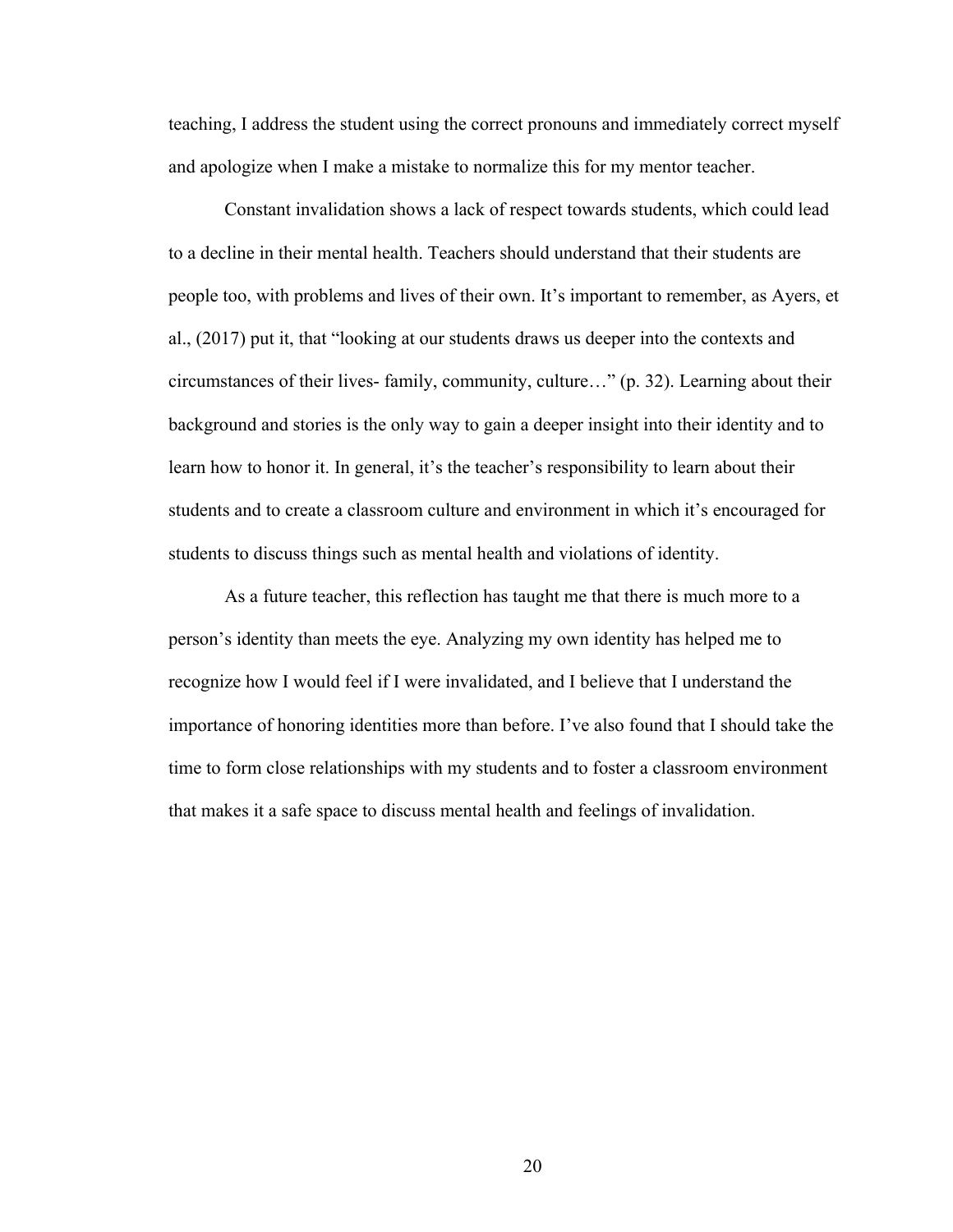teaching, I address the student using the correct pronouns and immediately correct myself and apologize when I make a mistake to normalize this for my mentor teacher.

Constant invalidation shows a lack of respect towards students, which could lead to a decline in their mental health. Teachers should understand that their students are people too, with problems and lives of their own. It's important to remember, as Ayers, et al., (2017) put it, that "looking at our students draws us deeper into the contexts and circumstances of their lives- family, community, culture…" (p. 32). Learning about their background and stories is the only way to gain a deeper insight into their identity and to learn how to honor it. In general, it's the teacher's responsibility to learn about their students and to create a classroom culture and environment in which it's encouraged for students to discuss things such as mental health and violations of identity.

As a future teacher, this reflection has taught me that there is much more to a person's identity than meets the eye. Analyzing my own identity has helped me to recognize how I would feel if I were invalidated, and I believe that I understand the importance of honoring identities more than before. I've also found that I should take the time to form close relationships with my students and to foster a classroom environment that makes it a safe space to discuss mental health and feelings of invalidation.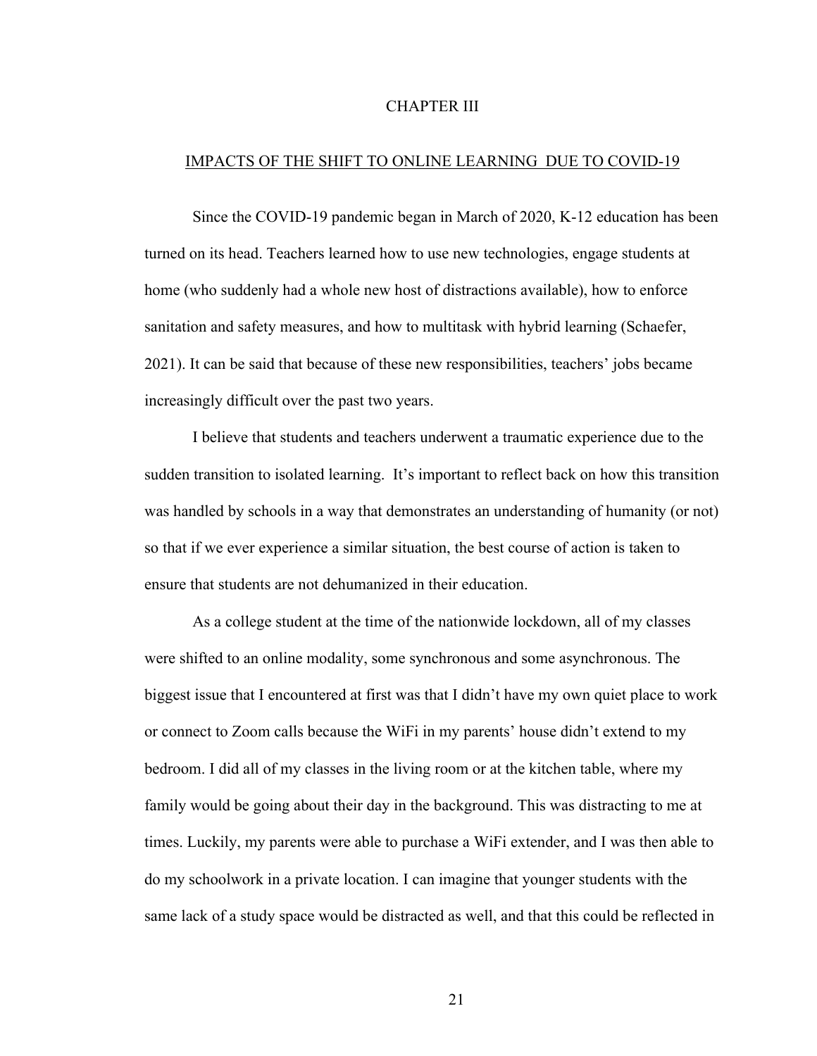# CHAPTER III

## IMPACTS OF THE SHIFT TO ONLINE LEARNING DUE TO COVID-19

Since the COVID-19 pandemic began in March of 2020, K-12 education has been turned on its head. Teachers learned how to use new technologies, engage students at home (who suddenly had a whole new host of distractions available), how to enforce sanitation and safety measures, and how to multitask with hybrid learning (Schaefer, 2021). It can be said that because of these new responsibilities, teachers' jobs became increasingly difficult over the past two years.

I believe that students and teachers underwent a traumatic experience due to the sudden transition to isolated learning. It's important to reflect back on how this transition was handled by schools in a way that demonstrates an understanding of humanity (or not) so that if we ever experience a similar situation, the best course of action is taken to ensure that students are not dehumanized in their education.

As a college student at the time of the nationwide lockdown, all of my classes were shifted to an online modality, some synchronous and some asynchronous. The biggest issue that I encountered at first was that I didn't have my own quiet place to work or connect to Zoom calls because the WiFi in my parents' house didn't extend to my bedroom. I did all of my classes in the living room or at the kitchen table, where my family would be going about their day in the background. This was distracting to me at times. Luckily, my parents were able to purchase a WiFi extender, and I was then able to do my schoolwork in a private location. I can imagine that younger students with the same lack of a study space would be distracted as well, and that this could be reflected in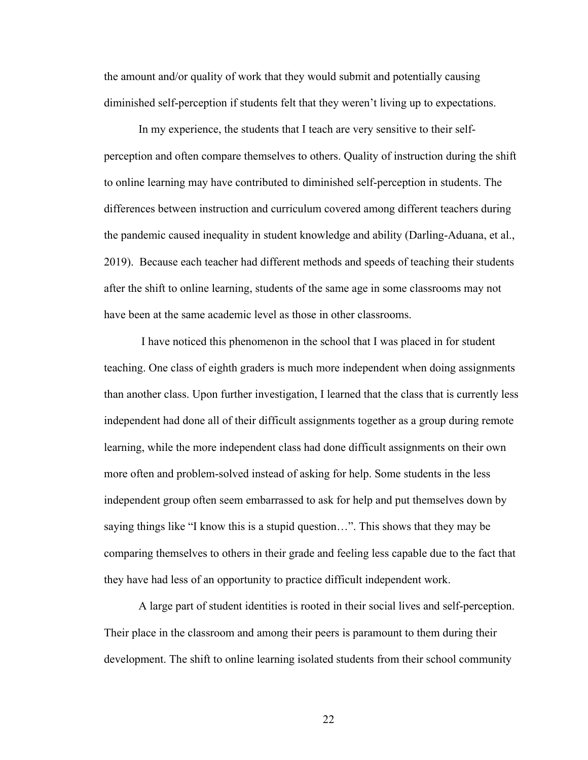the amount and/or quality of work that they would submit and potentially causing diminished self-perception if students felt that they weren't living up to expectations.

In my experience, the students that I teach are very sensitive to their self-perception and often compare themselves to others. Quality of instruction during the shift to online learning may have contributed to diminished self-perception in students. The differences between instruction and curriculum covered among different teachers during the pandemic caused inequality in student knowledge and ability (Darling-Aduana, et al., 2019). Because each teacher had different methods and speeds of teaching their students after the shift to online learning, students of the same age in some classrooms may not have been at the same academic level as those in other classrooms.

I have noticed this phenomenon in the school that I was placed in for student teaching. One class of eighth graders is much more independent when doing assignments than another class. Upon further investigation, I learned that the class that is currently less independent had done all of their difficult assignments together as a group during remote learning, while the more independent class had done difficult assignments on their own more often and problem-solved instead of asking for help. Some students in the less independent group often seem embarrassed to ask for help and put themselves down by saying things like "I know this is a stupid question…". This shows that they may be comparing themselves to others in their grade and feeling less capable due to the fact that they have had less of an opportunity to practice difficult independent work.

A large part of student identities is rooted in their social lives and self-perception. Their place in the classroom and among their peers is paramount to them during their development. The shift to online learning isolated students from their school community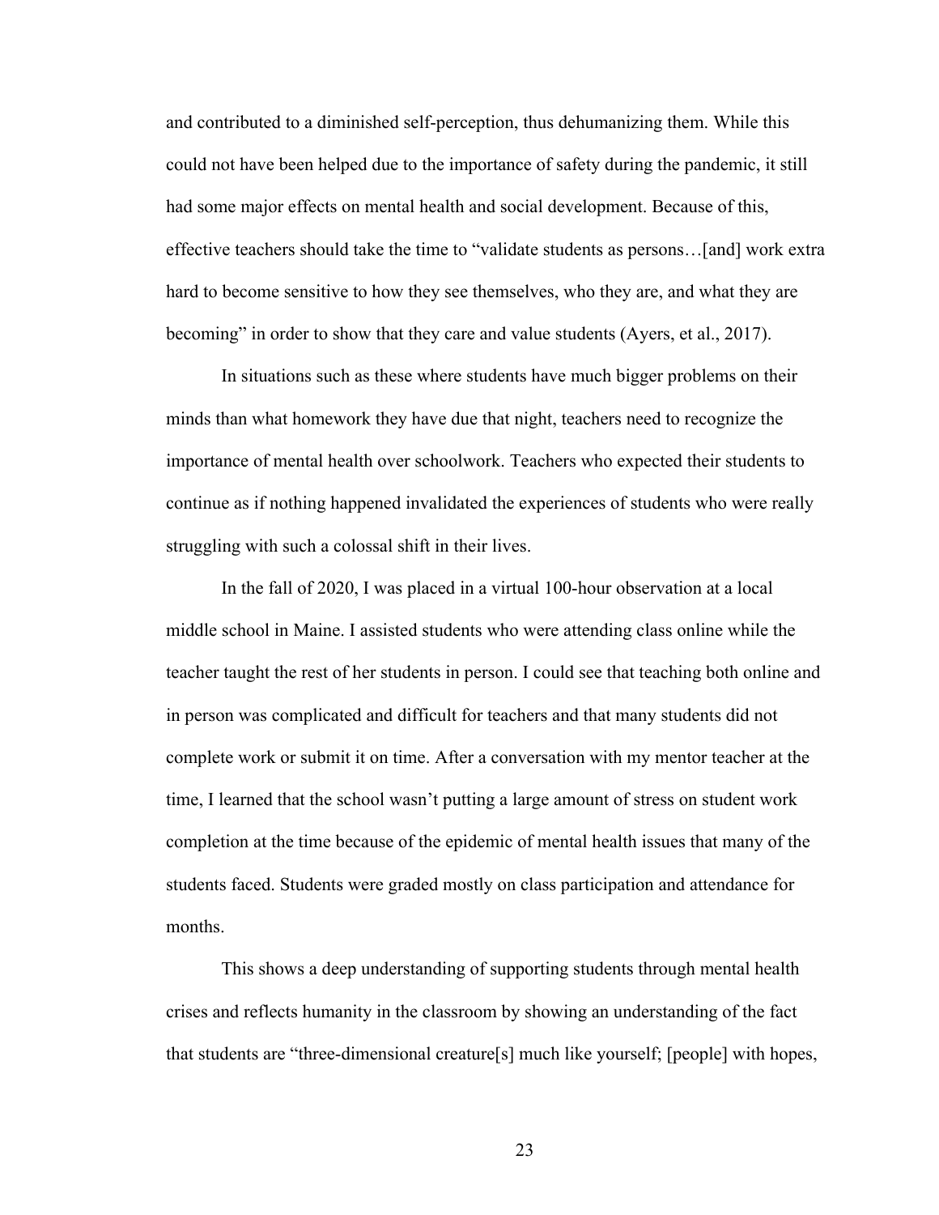and contributed to a diminished self-perception, thus dehumanizing them. While this could not have been helped due to the importance of safety during the pandemic, it still had some major effects on mental health and social development. Because of this, effective teachers should take the time to "validate students as persons…[and] work extra hard to become sensitive to how they see themselves, who they are, and what they are becoming" in order to show that they care and value students (Ayers, et al., 2017).

In situations such as these where students have much bigger problems on their minds than what homework they have due that night, teachers need to recognize the importance of mental health over schoolwork. Teachers who expected their students to continue as if nothing happened invalidated the experiences of students who were really struggling with such a colossal shift in their lives.

In the fall of 2020, I was placed in a virtual 100-hour observation at a local middle school in Maine. I assisted students who were attending class online while the teacher taught the rest of her students in person. I could see that teaching both online and in person was complicated and difficult for teachers and that many students did not complete work or submit it on time. After a conversation with my mentor teacher at the time, I learned that the school wasn't putting a large amount of stress on student work completion at the time because of the epidemic of mental health issues that many of the students faced. Students were graded mostly on class participation and attendance for months.

This shows a deep understanding of supporting students through mental health crises and reflects humanity in the classroom by showing an understanding of the fact that students are "three-dimensional creature[s] much like yourself; [people] with hopes,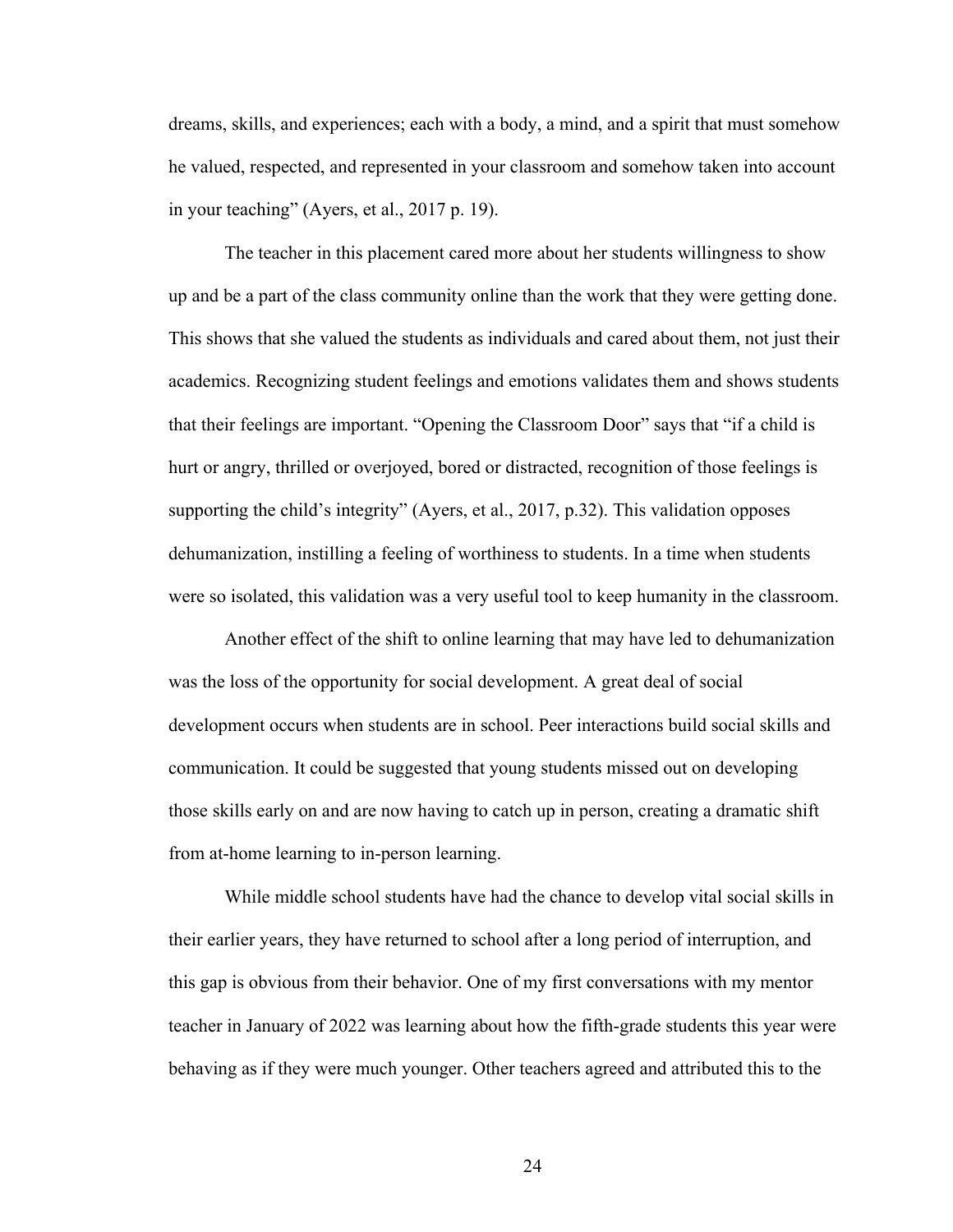dreams, skills, and experiences; each with a body, a mind, and a spirit that must somehow he valued, respected, and represented in your classroom and somehow taken into account in your teaching" (Ayers, et al., 2017 p. 19).

The teacher in this placement cared more about her students willingness to show up and be a part of the class community online than the work that they were getting done. This shows that she valued the students as individuals and cared about them, not just their academics. Recognizing student feelings and emotions validates them and shows students that their feelings are important. "Opening the Classroom Door" says that "if a child is hurt or angry, thrilled or overjoyed, bored or distracted, recognition of those feelings is supporting the child's integrity" (Ayers, et al., 2017, p.32). This validation opposes dehumanization, instilling a feeling of worthiness to students. In a time when students were so isolated, this validation was a very useful tool to keep humanity in the classroom.

Another effect of the shift to online learning that may have led to dehumanization was the loss of the opportunity for social development. A great deal of social development occurs when students are in school. Peer interactions build social skills and communication. It could be suggested that young students missed out on developing those skills early on and are now having to catch up in person, creating a dramatic shift from at-home learning to in-person learning.

While middle school students have had the chance to develop vital social skills in their earlier years, they have returned to school after a long period of interruption, and this gap is obvious from their behavior. One of my first conversations with my mentor teacher in January of 2022 was learning about how the fifth-grade students this year were behaving as if they were much younger. Other teachers agreed and attributed this to the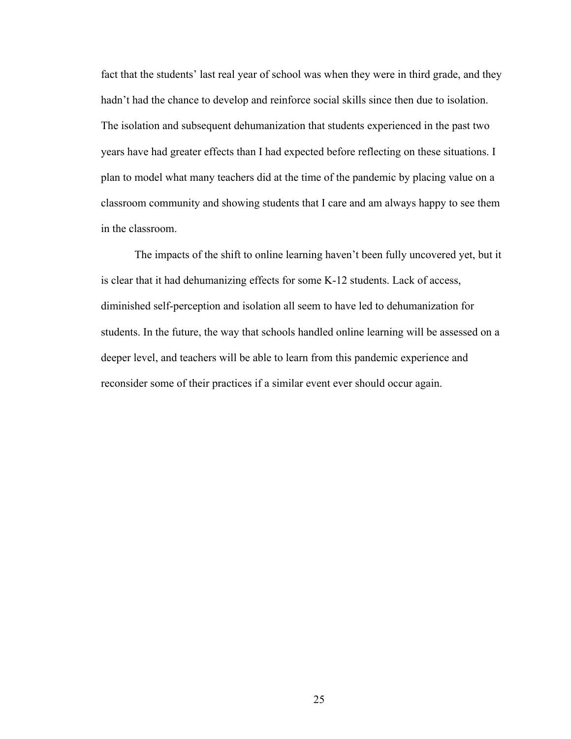fact that the students' last real year of school was when they were in third grade, and they hadn't had the chance to develop and reinforce social skills since then due to isolation. The isolation and subsequent dehumanization that students experienced in the past two years have had greater effects than I had expected before reflecting on these situations. I plan to model what many teachers did at the time of the pandemic by placing value on a classroom community and showing students that I care and am always happy to see them in the classroom.

The impacts of the shift to online learning haven't been fully uncovered yet, but it is clear that it had dehumanizing effects for some K-12 students. Lack of access, diminished self-perception and isolation all seem to have led to dehumanization for students. In the future, the way that schools handled online learning will be assessed on a deeper level, and teachers will be able to learn from this pandemic experience and reconsider some of their practices if a similar event ever should occur again.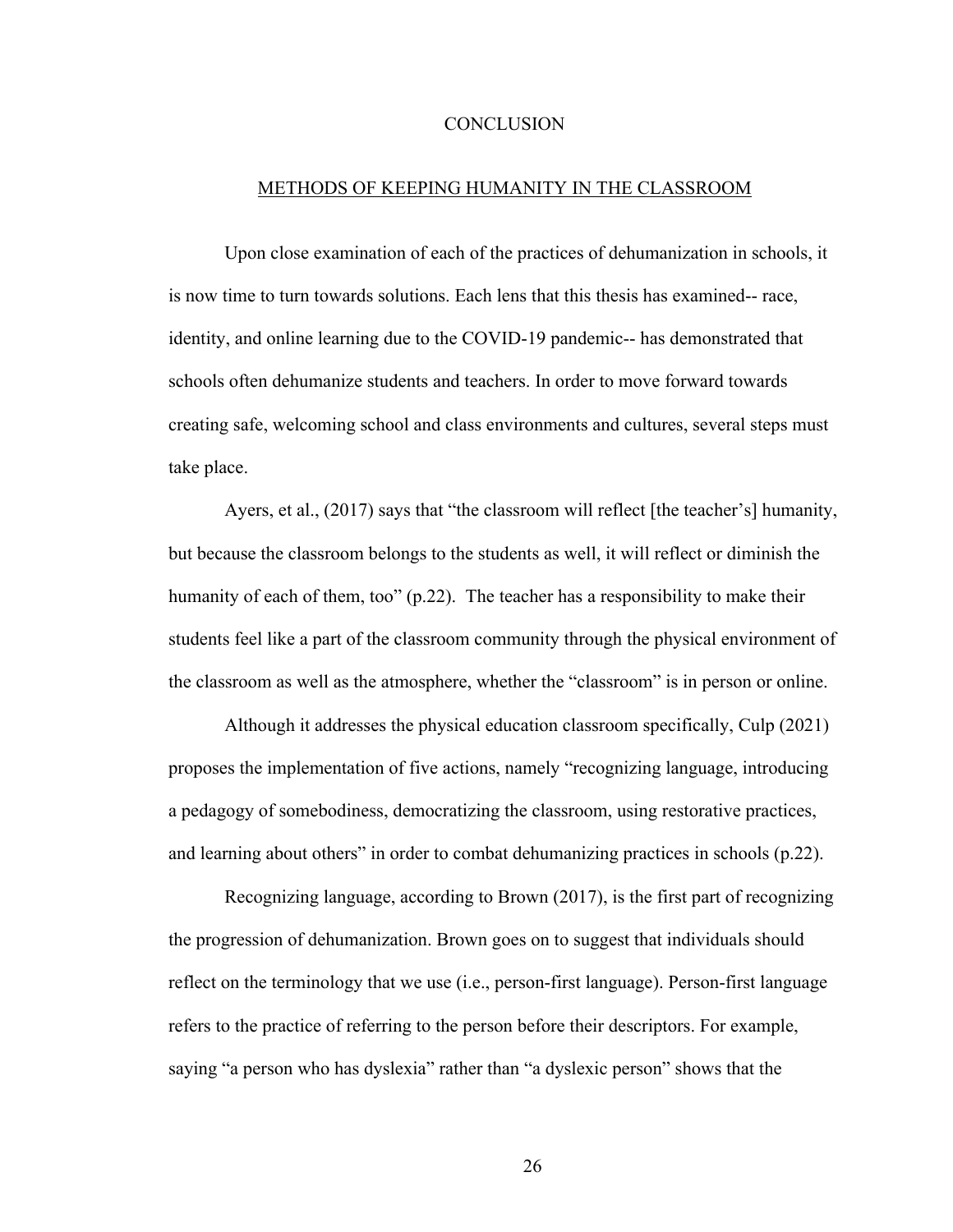# CONCLUSION

## METHODS OF KEEPING HUMANITY IN THE CLASSROOM

Upon close examination of each of the practices of dehumanization in schools, it is now time to turn towards solutions. Each lens that this thesis has examined-- race, identity, and online learning due to the COVID-19 pandemic-- has demonstrated that schools often dehumanize students and teachers. In order to move forward towards creating safe, welcoming school and class environments and cultures, several steps must take place.

Ayers, et al., (2017) says that "the classroom will reflect [the teacher's] humanity, but because the classroom belongs to the students as well, it will reflect or diminish the humanity of each of them, too" (p.22). The teacher has a responsibility to make their students feel like a part of the classroom community through the physical environment of the classroom as well as the atmosphere, whether the "classroom" is in person or online.

Although it addresses the physical education classroom specifically, Culp (2021) proposes the implementation of five actions, namely "recognizing language, introducing a pedagogy of somebodiness, democratizing the classroom, using restorative practices, and learning about others" in order to combat dehumanizing practices in schools (p.22).

Recognizing language, according to Brown (2017), is the first part of recognizing the progression of dehumanization. Brown goes on to suggest that individuals should reflect on the terminology that we use (i.e., person-first language). Person-first language refers to the practice of referring to the person before their descriptors. For example, saying "a person who has dyslexia" rather than "a dyslexic person" shows that the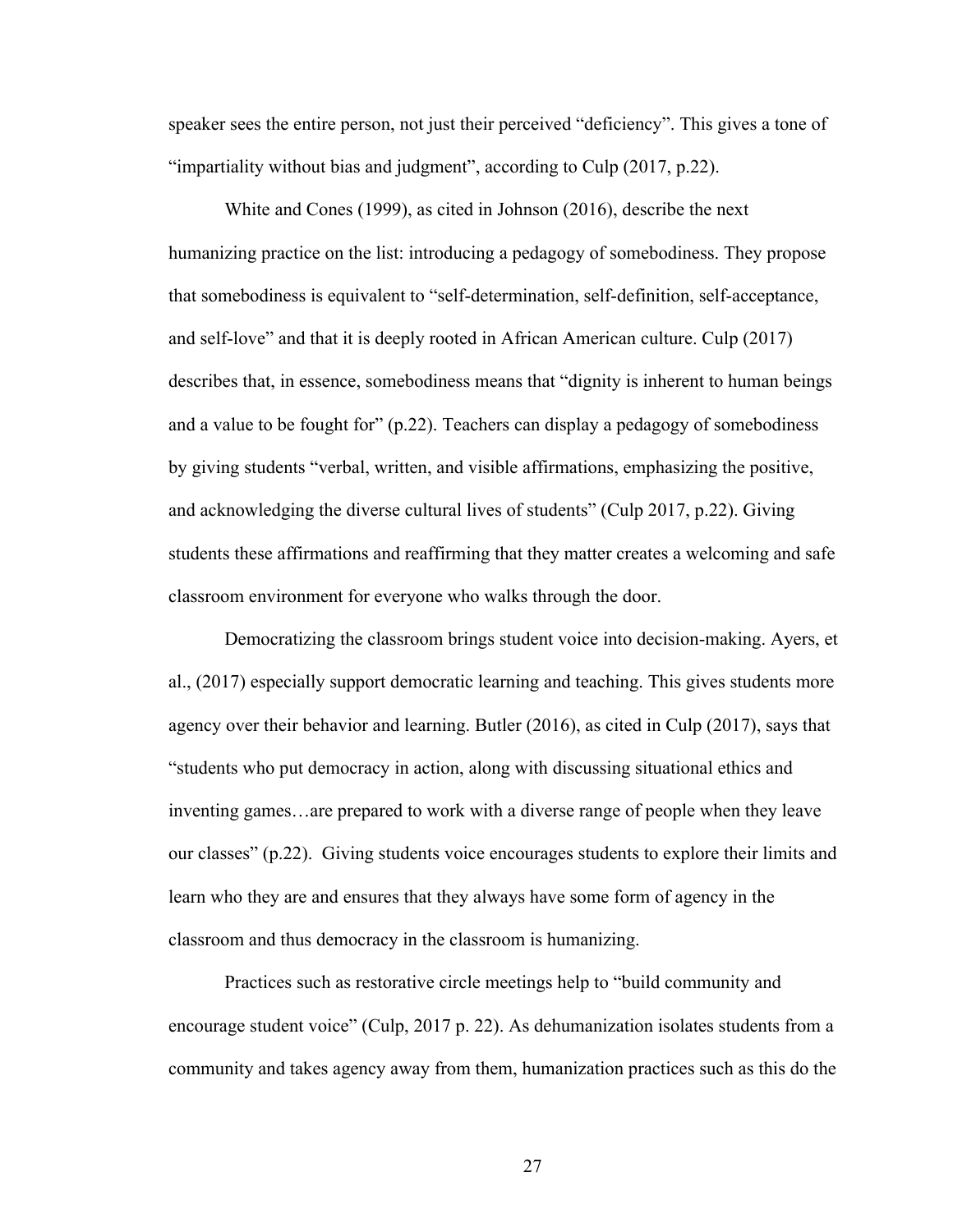speaker sees the entire person, not just their perceived "deficiency". This gives a tone of "impartiality without bias and judgment", according to Culp (2017, p.22).

White and Cones (1999), as cited in Johnson (2016), describe the next humanizing practice on the list: introducing a pedagogy of somebodiness. They propose that somebodiness is equivalent to "self-determination, self-definition, self-acceptance, and self-love" and that it is deeply rooted in African American culture. Culp (2017) describes that, in essence, somebodiness means that "dignity is inherent to human beings and a value to be fought for" (p.22). Teachers can display a pedagogy of somebodiness by giving students "verbal, written, and visible affirmations, emphasizing the positive, and acknowledging the diverse cultural lives of students" (Culp 2017, p.22). Giving students these affirmations and reaffirming that they matter creates a welcoming and safe classroom environment for everyone who walks through the door.

Democratizing the classroom brings student voice into decision-making. Ayers, et al., (2017) especially support democratic learning and teaching. This gives students more agency over their behavior and learning. Butler (2016), as cited in Culp (2017), says that "students who put democracy in action, along with discussing situational ethics and inventing games…are prepared to work with a diverse range of people when they leave our classes" (p.22). Giving students voice encourages students to explore their limits and learn who they are and ensures that they always have some form of agency in the classroom and thus democracy in the classroom is humanizing.

Practices such as restorative circle meetings help to "build community and encourage student voice" (Culp, 2017 p. 22). As dehumanization isolates students from a community and takes agency away from them, humanization practices such as this do the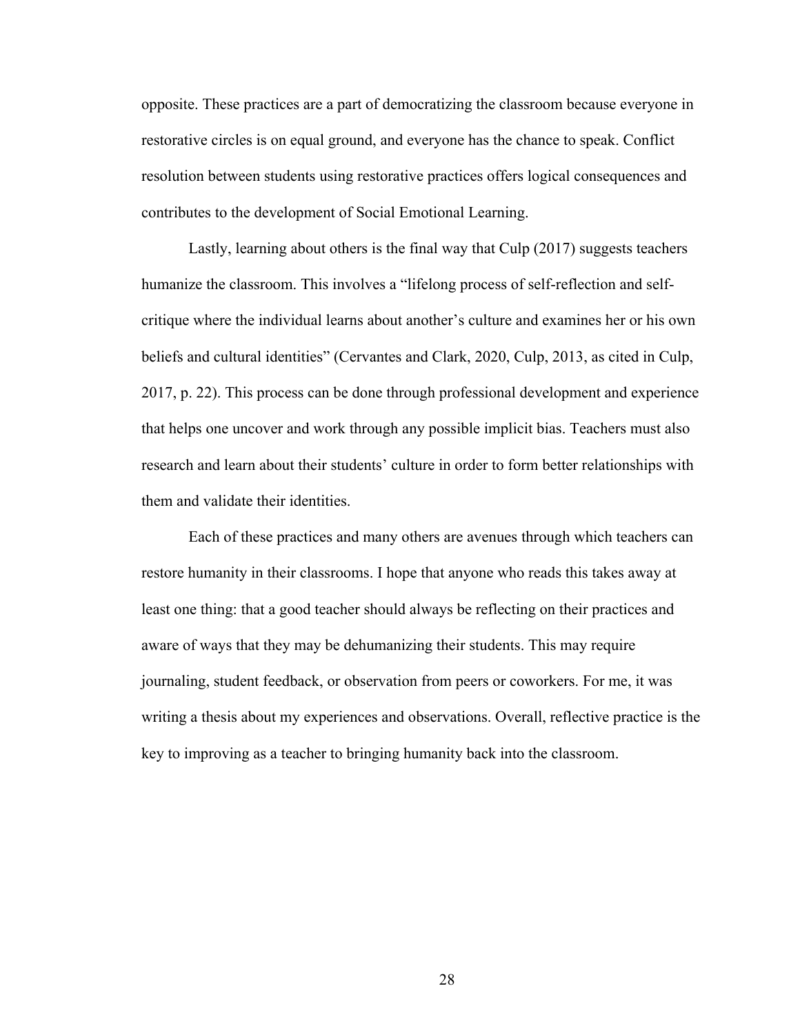opposite. These practices are a part of democratizing the classroom because everyone in restorative circles is on equal ground, and everyone has the chance to speak. Conflict resolution between students using restorative practices offers logical consequences and contributes to the development of Social Emotional Learning.

Lastly, learning about others is the final way that Culp (2017) suggests teachers humanize the classroom. This involves a "lifelong process of self-reflection and self-critique where the individual learns about another's culture and examines her or his own beliefs and cultural identities" (Cervantes and Clark, 2020, Culp, 2013, as cited in Culp, 2017, p. 22). This process can be done through professional development and experience that helps one uncover and work through any possible implicit bias. Teachers must also research and learn about their students' culture in order to form better relationships with them and validate their identities.

Each of these practices and many others are avenues through which teachers can restore humanity in their classrooms. I hope that anyone who reads this takes away at least one thing: that a good teacher should always be reflecting on their practices and aware of ways that they may be dehumanizing their students. This may require journaling, student feedback, or observation from peers or coworkers. For me, it was writing a thesis about my experiences and observations. Overall, reflective practice is the key to improving as a teacher to bringing humanity back into the classroom.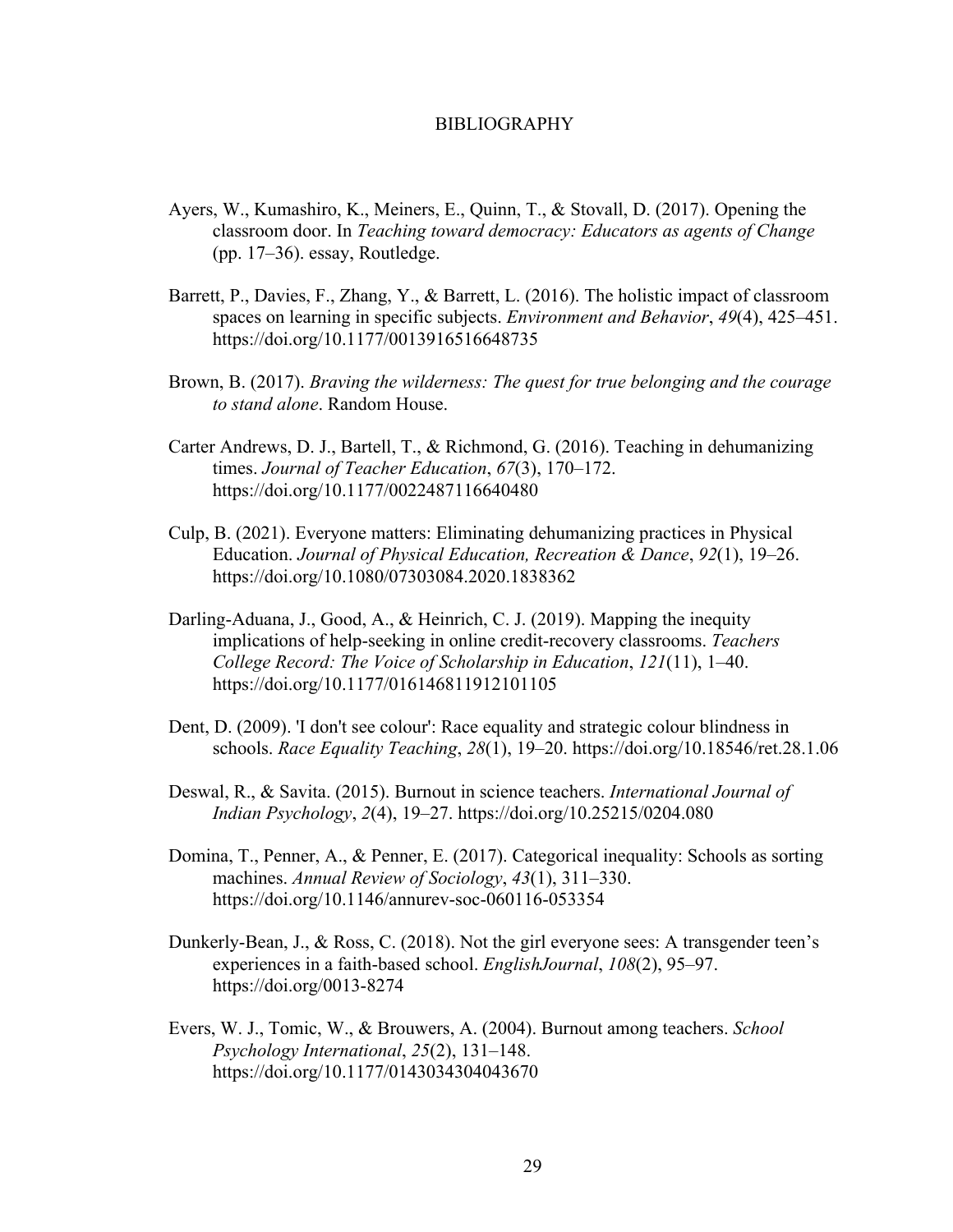# BIBLIOGRAPHY

Ayers, W., Kumashiro, K., Meiners, E., Quinn, T., & Stovall, D. (2017). Opening the classroom door. In *Teaching toward democracy: Educators as agents of Change* (pp. 17–36). essay, Routledge.

Barrett, P., Davies, F., Zhang, Y., & Barrett, L. (2016). The holistic impact of classroom spaces on learning in specific subjects. *Environment and Behavior*, *49*(4), 425–451. https://doi.org/10.1177/0013916516648735

Brown, B. (2017). *Braving the wilderness: The quest for true belonging and the courage to stand alone*. Random House.

Carter Andrews, D. J., Bartell, T., & Richmond, G. (2016). Teaching in dehumanizing times. *Journal of Teacher Education*, *67*(3), 170–172. https://doi.org/10.1177/0022487116640480

Culp, B. (2021). Everyone matters: Eliminating dehumanizing practices in Physical Education. *Journal of Physical Education, Recreation & Dance*, *92*(1), 19–26. https://doi.org/10.1080/07303084.2020.1838362

Darling-Aduana, J., Good, A., & Heinrich, C. J. (2019). Mapping the inequity implications of help-seeking in online credit-recovery classrooms. *Teachers College Record: The Voice of Scholarship in Education*, *121*(11), 1–40. https://doi.org/10.1177/016146811912101105

Dent, D. (2009). 'I don't see colour': Race equality and strategic colour blindness in schools. *Race Equality Teaching*, *28*(1), 19–20. https://doi.org/10.18546/ret.28.1.06

Deswal, R., & Savita. (2015). Burnout in science teachers. *International Journal of Indian Psychology*, *2*(4), 19–27. https://doi.org/10.25215/0204.080

Domina, T., Penner, A., & Penner, E. (2017). Categorical inequality: Schools as sorting machines. *Annual Review of Sociology*, *43*(1), 311–330. https://doi.org/10.1146/annurev-soc-060116-053354

Dunkerly-Bean, J., & Ross, C. (2018). Not the girl everyone sees: A transgender teen's experiences in a faith-based school. *EnglishJournal*, *108*(2), 95–97. https://doi.org/0013-8274

Evers, W. J., Tomic, W., & Brouwers, A. (2004). Burnout among teachers. *School Psychology International*, *25*(2), 131–148. https://doi.org/10.1177/0143034304043670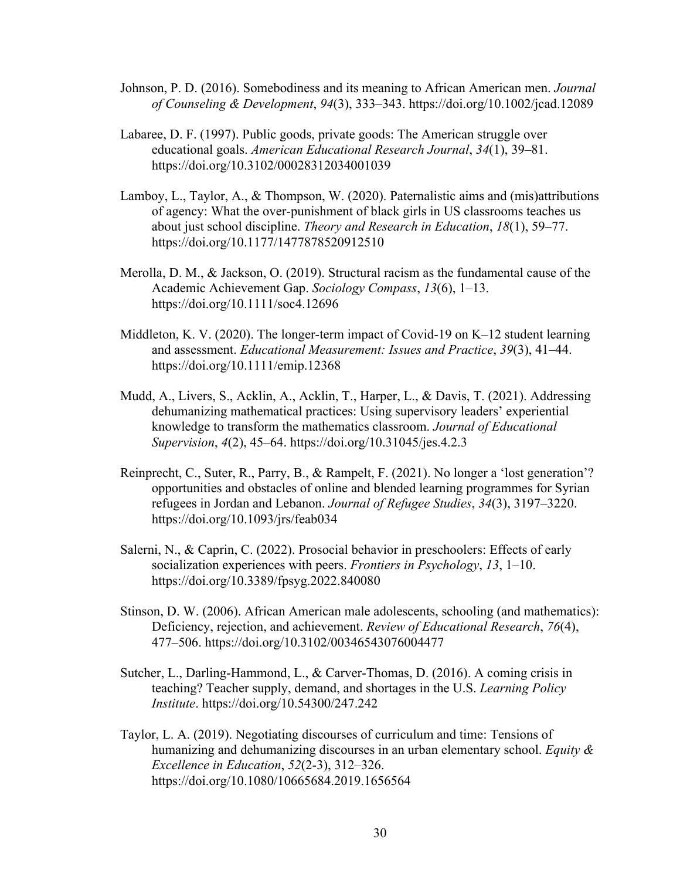Johnson, P. D. (2016). Somebodiness and its meaning to African American men. *Journal of Counseling & Development*, *94*(3), 333–343. https://doi.org/10.1002/jcad.12089

Labaree, D. F. (1997). Public goods, private goods: The American struggle over educational goals. *American Educational Research Journal*, *34*(1), 39–81. https://doi.org/10.3102/00028312034001039

Lamboy, L., Taylor, A., & Thompson, W. (2020). Paternalistic aims and (mis)attributions of agency: What the over-punishment of black girls in US classrooms teaches us about just school discipline. *Theory and Research in Education*, *18*(1), 59–77. https://doi.org/10.1177/1477878520912510

Merolla, D. M., & Jackson, O. (2019). Structural racism as the fundamental cause of the Academic Achievement Gap. *Sociology Compass*, *13*(6), 1–13. https://doi.org/10.1111/soc4.12696

Middleton, K. V. (2020). The longer-term impact of Covid-19 on K–12 student learning and assessment. *Educational Measurement: Issues and Practice*, *39*(3), 41–44. https://doi.org/10.1111/emip.12368

Mudd, A., Livers, S., Acklin, A., Acklin, T., Harper, L., & Davis, T. (2021). Addressing dehumanizing mathematical practices: Using supervisory leaders' experiential knowledge to transform the mathematics classroom. *Journal of Educational Supervision*, *4*(2), 45–64. https://doi.org/10.31045/jes.4.2.3

Reinprecht, C., Suter, R., Parry, B., & Rampelt, F. (2021). No longer a 'lost generation'? opportunities and obstacles of online and blended learning programmes for Syrian refugees in Jordan and Lebanon. *Journal of Refugee Studies*, *34*(3), 3197–3220. https://doi.org/10.1093/jrs/feab034

Salerni, N., & Caprin, C. (2022). Prosocial behavior in preschoolers: Effects of early socialization experiences with peers. *Frontiers in Psychology*, *13*, 1–10. https://doi.org/10.3389/fpsyg.2022.840080

Stinson, D. W. (2006). African American male adolescents, schooling (and mathematics): Deficiency, rejection, and achievement. *Review of Educational Research*, *76*(4), 477–506. https://doi.org/10.3102/00346543076004477

Sutcher, L., Darling-Hammond, L., & Carver-Thomas, D. (2016). A coming crisis in teaching? Teacher supply, demand, and shortages in the U.S. *Learning Policy Institute*. https://doi.org/10.54300/247.242

Taylor, L. A. (2019). Negotiating discourses of curriculum and time: Tensions of humanizing and dehumanizing discourses in an urban elementary school. *Equity & Excellence in Education*, *52*(2-3), 312–326. https://doi.org/10.1080/10665684.2019.1656564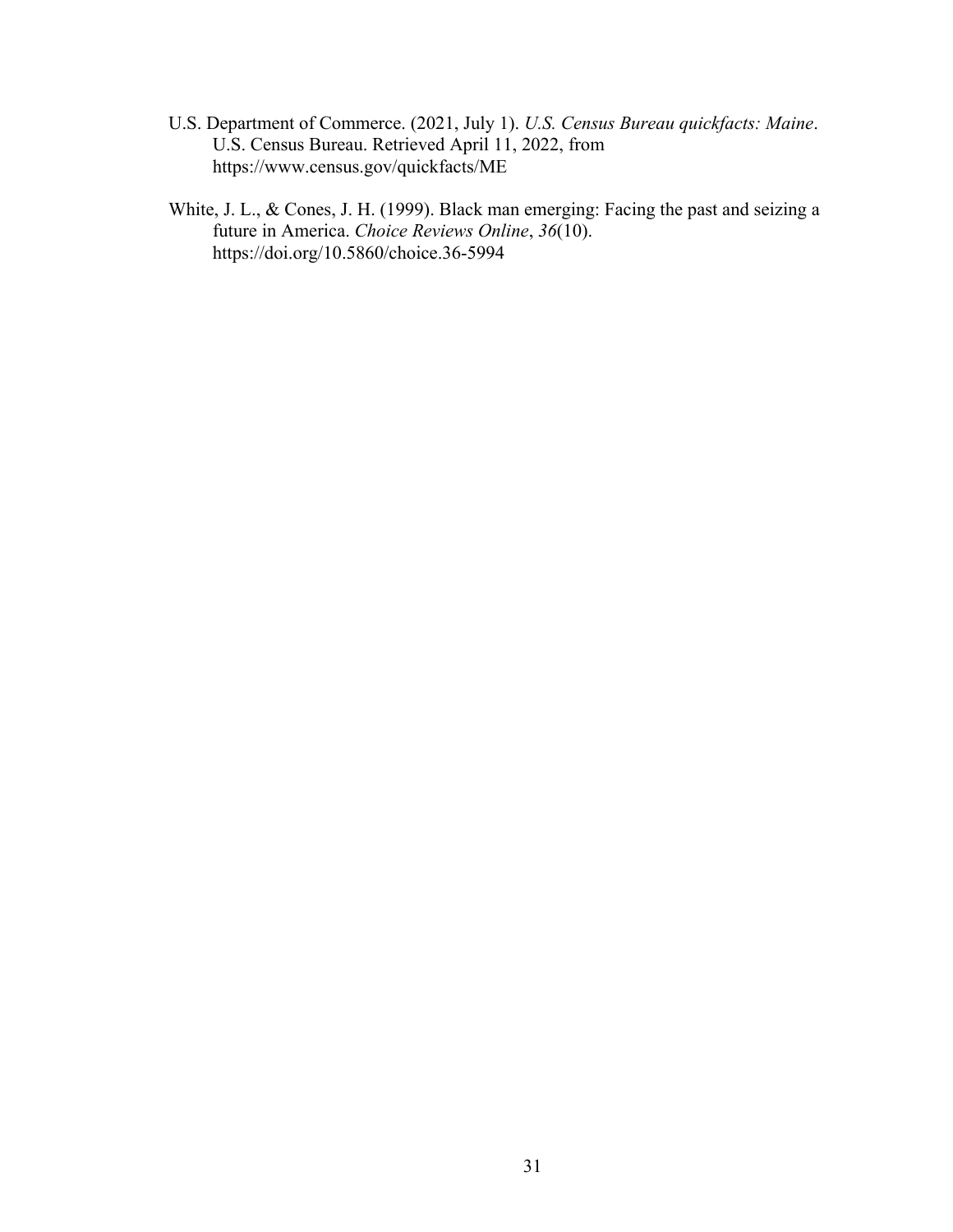U.S. Department of Commerce. (2021, July 1). *U.S. Census Bureau quickfacts: Maine*. U.S. Census Bureau. Retrieved April 11, 2022, from https://www.census.gov/quickfacts/ME

White, J. L., & Cones, J. H. (1999). Black man emerging: Facing the past and seizing a future in America. *Choice Reviews Online*, *36*(10). https://doi.org/10.5860/choice.36-5994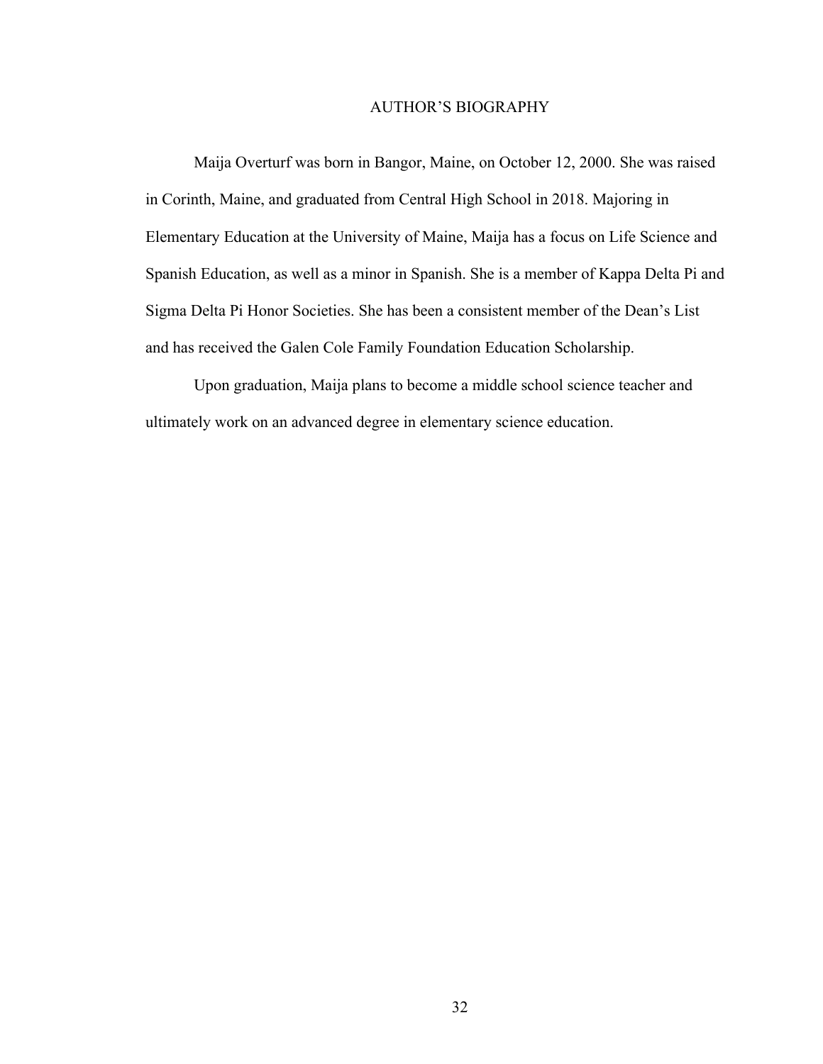# AUTHOR'S BIOGRAPHY

Maija Overturf was born in Bangor, Maine, on October 12, 2000. She was raised in Corinth, Maine, and graduated from Central High School in 2018. Majoring in Elementary Education at the University of Maine, Maija has a focus on Life Science and Spanish Education, as well as a minor in Spanish. She is a member of Kappa Delta Pi and Sigma Delta Pi Honor Societies. She has been a consistent member of the Dean's List and has received the Galen Cole Family Foundation Education Scholarship.

Upon graduation, Maija plans to become a middle school science teacher and ultimately work on an advanced degree in elementary science education.